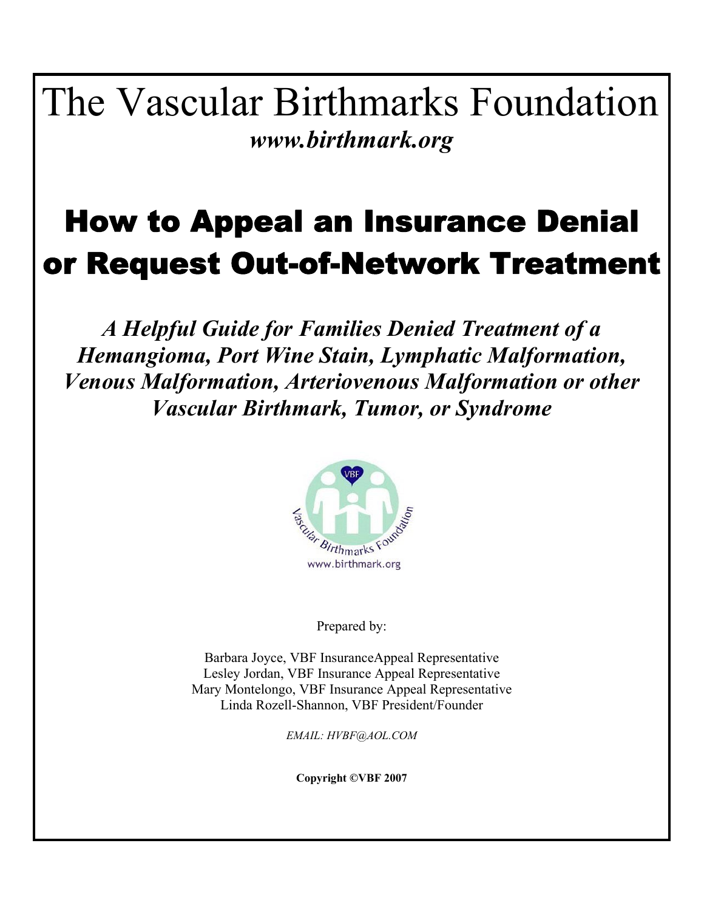# The Vascular Birthmarks Foundation

***www.birthmark.org***

## How to Appeal an Insurance Denial or Request Out-of-Network Treatment

***A Helpful Guide for Families Denied Treatment of a Hemangioma, Port Wine Stain, Lymphatic Malformation, Venous Malformation, Arteriovenous Malformation or other Vascular Birthmark, Tumor, or Syndrome***

Prepared by:

Barbara Joyce, VBF InsuranceAppeal Representative
Lesley Jordan, VBF Insurance Appeal Representative
Mary Montelongo, VBF Insurance Appeal Representative
Linda Rozell-Shannon, VBF President/Founder

*EMAIL: HVBF@AOL.COM*

**Copyright ©VBF 2007**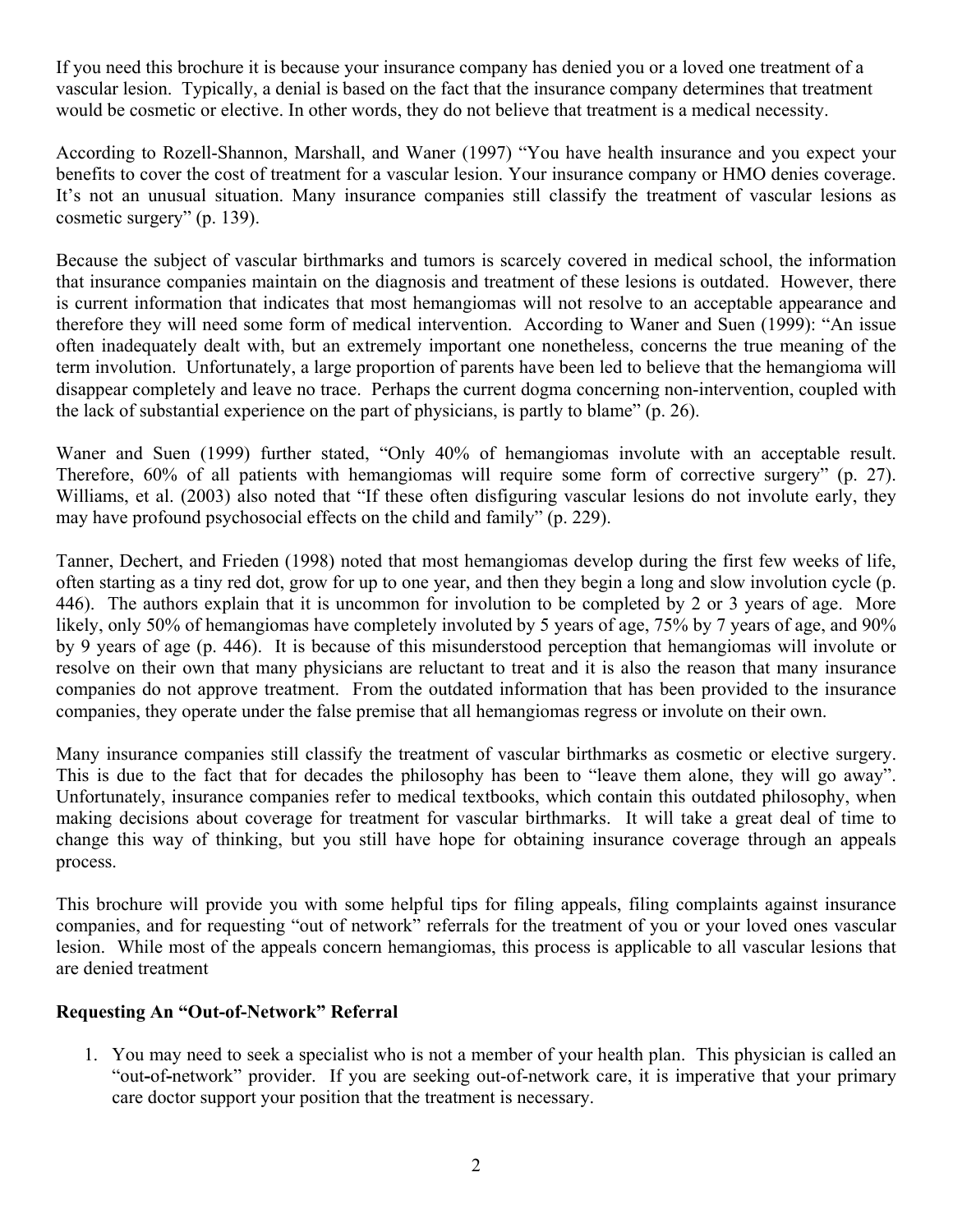If you need this brochure it is because your insurance company has denied you or a loved one treatment of a vascular lesion. Typically, a denial is based on the fact that the insurance company determines that treatment would be cosmetic or elective. In other words, they do not believe that treatment is a medical necessity.

According to Rozell-Shannon, Marshall, and Waner (1997) "You have health insurance and you expect your benefits to cover the cost of treatment for a vascular lesion. Your insurance company or HMO denies coverage. It's not an unusual situation. Many insurance companies still classify the treatment of vascular lesions as cosmetic surgery" (p. 139).

Because the subject of vascular birthmarks and tumors is scarcely covered in medical school, the information that insurance companies maintain on the diagnosis and treatment of these lesions is outdated. However, there is current information that indicates that most hemangiomas will not resolve to an acceptable appearance and therefore they will need some form of medical intervention. According to Waner and Suen (1999): "An issue often inadequately dealt with, but an extremely important one nonetheless, concerns the true meaning of the term involution. Unfortunately, a large proportion of parents have been led to believe that the hemangioma will disappear completely and leave no trace. Perhaps the current dogma concerning non-intervention, coupled with the lack of substantial experience on the part of physicians, is partly to blame" (p. 26).

Waner and Suen (1999) further stated, "Only 40% of hemangiomas involute with an acceptable result. Therefore, 60% of all patients with hemangiomas will require some form of corrective surgery" (p. 27). Williams, et al. (2003) also noted that "If these often disfiguring vascular lesions do not involute early, they may have profound psychosocial effects on the child and family" (p. 229).

Tanner, Dechert, and Frieden (1998) noted that most hemangiomas develop during the first few weeks of life, often starting as a tiny red dot, grow for up to one year, and then they begin a long and slow involution cycle (p. 446). The authors explain that it is uncommon for involution to be completed by 2 or 3 years of age. More likely, only 50% of hemangiomas have completely involuted by 5 years of age, 75% by 7 years of age, and 90% by 9 years of age (p. 446). It is because of this misunderstood perception that hemangiomas will involute or resolve on their own that many physicians are reluctant to treat and it is also the reason that many insurance companies do not approve treatment. From the outdated information that has been provided to the insurance companies, they operate under the false premise that all hemangiomas regress or involute on their own.

Many insurance companies still classify the treatment of vascular birthmarks as cosmetic or elective surgery. This is due to the fact that for decades the philosophy has been to "leave them alone, they will go away". Unfortunately, insurance companies refer to medical textbooks, which contain this outdated philosophy, when making decisions about coverage for treatment for vascular birthmarks. It will take a great deal of time to change this way of thinking, but you still have hope for obtaining insurance coverage through an appeals process.

This brochure will provide you with some helpful tips for filing appeals, filing complaints against insurance companies, and for requesting "out of network" referrals for the treatment of you or your loved ones vascular lesion. While most of the appeals concern hemangiomas, this process is applicable to all vascular lesions that are denied treatment

**Requesting An "Out-of-Network" Referral**

1. You may need to seek a specialist who is not a member of your health plan. This physician is called an "out-of-network" provider. If you are seeking out-of-network care, it is imperative that your primary care doctor support your position that the treatment is necessary.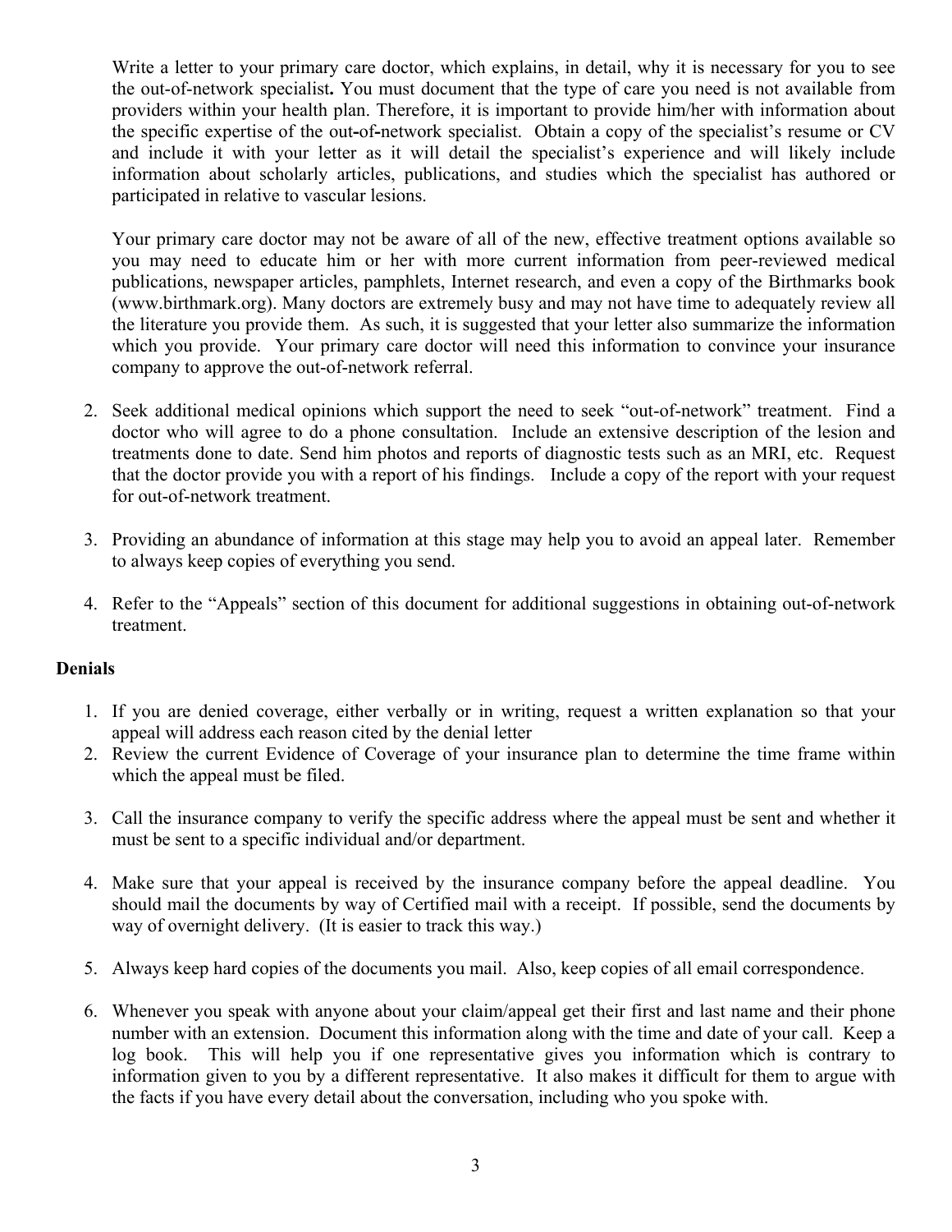Write a letter to your primary care doctor, which explains, in detail, why it is necessary for you to see the out-of-network specialist**.** You must document that the type of care you need is not available from providers within your health plan. Therefore, it is important to provide him/her with information about the specific expertise of the out-of-network specialist. Obtain a copy of the specialist's resume or CV and include it with your letter as it will detail the specialist's experience and will likely include information about scholarly articles, publications, and studies which the specialist has authored or participated in relative to vascular lesions.

Your primary care doctor may not be aware of all of the new, effective treatment options available so you may need to educate him or her with more current information from peer-reviewed medical publications, newspaper articles, pamphlets, Internet research, and even a copy of the Birthmarks book (www.birthmark.org). Many doctors are extremely busy and may not have time to adequately review all the literature you provide them. As such, it is suggested that your letter also summarize the information which you provide. Your primary care doctor will need this information to convince your insurance company to approve the out-of-network referral.

2. Seek additional medical opinions which support the need to seek "out-of-network" treatment. Find a doctor who will agree to do a phone consultation. Include an extensive description of the lesion and treatments done to date. Send him photos and reports of diagnostic tests such as an MRI, etc. Request that the doctor provide you with a report of his findings. Include a copy of the report with your request for out-of-network treatment.

3. Providing an abundance of information at this stage may help you to avoid an appeal later. Remember to always keep copies of everything you send.

4. Refer to the "Appeals" section of this document for additional suggestions in obtaining out-of-network treatment.

**Denials**

1. If you are denied coverage, either verbally or in writing, request a written explanation so that your appeal will address each reason cited by the denial letter
2. Review the current Evidence of Coverage of your insurance plan to determine the time frame within which the appeal must be filed.

3. Call the insurance company to verify the specific address where the appeal must be sent and whether it must be sent to a specific individual and/or department.

4. Make sure that your appeal is received by the insurance company before the appeal deadline. You should mail the documents by way of Certified mail with a receipt. If possible, send the documents by way of overnight delivery. (It is easier to track this way.)

5. Always keep hard copies of the documents you mail. Also, keep copies of all email correspondence.

6. Whenever you speak with anyone about your claim/appeal get their first and last name and their phone number with an extension. Document this information along with the time and date of your call. Keep a log book. This will help you if one representative gives you information which is contrary to information given to you by a different representative. It also makes it difficult for them to argue with the facts if you have every detail about the conversation, including who you spoke with.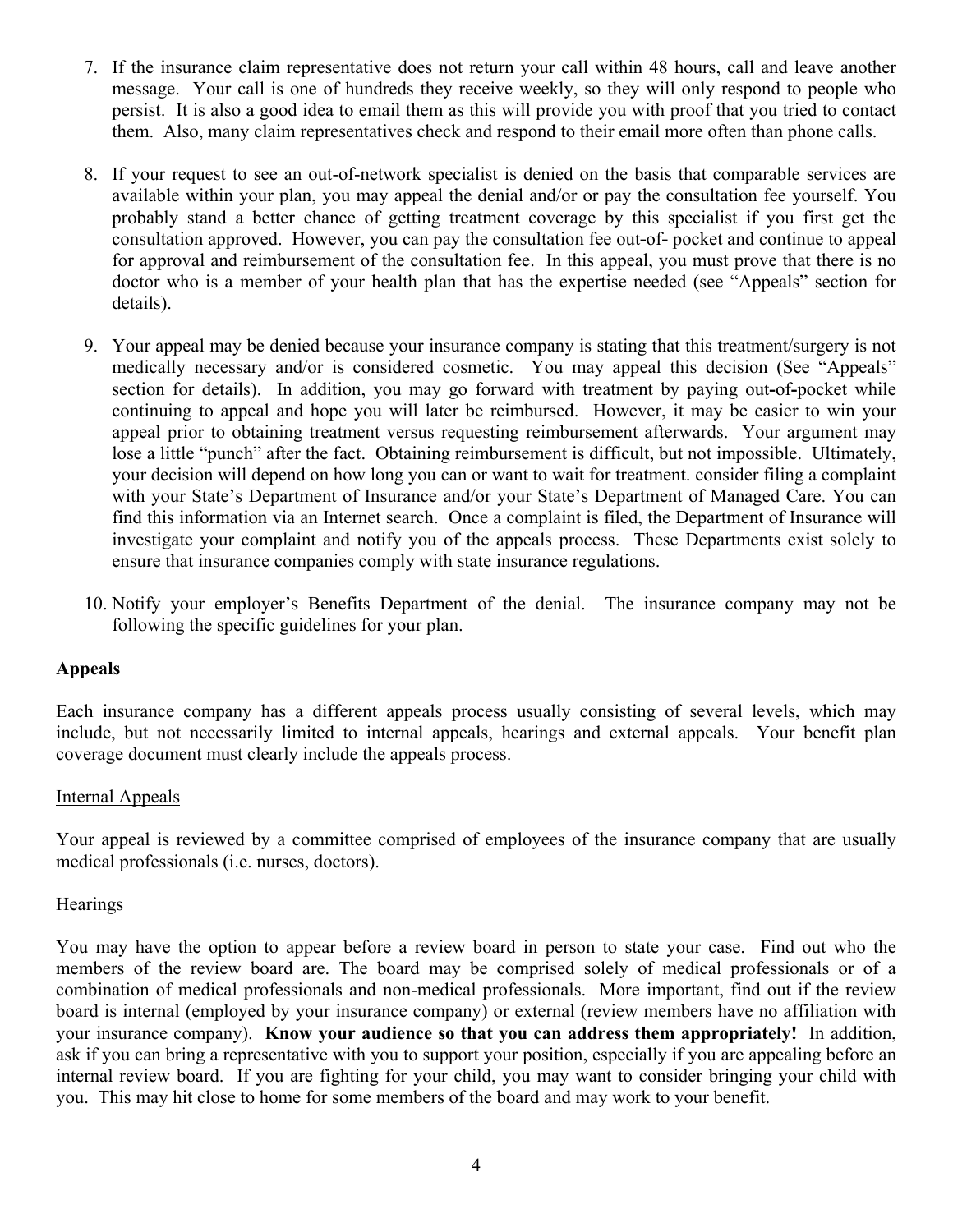7. If the insurance claim representative does not return your call within 48 hours, call and leave another message. Your call is one of hundreds they receive weekly, so they will only respond to people who persist. It is also a good idea to email them as this will provide you with proof that you tried to contact them. Also, many claim representatives check and respond to their email more often than phone calls.

8. If your request to see an out-of-network specialist is denied on the basis that comparable services are available within your plan, you may appeal the denial and/or or pay the consultation fee yourself. You probably stand a better chance of getting treatment coverage by this specialist if you first get the consultation approved. However, you can pay the consultation fee out-of- pocket and continue to appeal for approval and reimbursement of the consultation fee. In this appeal, you must prove that there is no doctor who is a member of your health plan that has the expertise needed (see "Appeals" section for details).

9. Your appeal may be denied because your insurance company is stating that this treatment/surgery is not medically necessary and/or is considered cosmetic. You may appeal this decision (See "Appeals" section for details). In addition, you may go forward with treatment by paying out-of-pocket while continuing to appeal and hope you will later be reimbursed. However, it may be easier to win your appeal prior to obtaining treatment versus requesting reimbursement afterwards. Your argument may lose a little "punch" after the fact. Obtaining reimbursement is difficult, but not impossible. Ultimately, your decision will depend on how long you can or want to wait for treatment. consider filing a complaint with your State's Department of Insurance and/or your State's Department of Managed Care. You can find this information via an Internet search. Once a complaint is filed, the Department of Insurance will investigate your complaint and notify you of the appeals process. These Departments exist solely to ensure that insurance companies comply with state insurance regulations.

10. Notify your employer's Benefits Department of the denial. The insurance company may not be following the specific guidelines for your plan.

**Appeals**

Each insurance company has a different appeals process usually consisting of several levels, which may include, but not necessarily limited to internal appeals, hearings and external appeals. Your benefit plan coverage document must clearly include the appeals process.

Internal Appeals

Your appeal is reviewed by a committee comprised of employees of the insurance company that are usually medical professionals (i.e. nurses, doctors).

Hearings

You may have the option to appear before a review board in person to state your case. Find out who the members of the review board are. The board may be comprised solely of medical professionals or of a combination of medical professionals and non-medical professionals. More important, find out if the review board is internal (employed by your insurance company) or external (review members have no affiliation with your insurance company). **Know your audience so that you can address them appropriately!** In addition, ask if you can bring a representative with you to support your position, especially if you are appealing before an internal review board. If you are fighting for your child, you may want to consider bringing your child with you. This may hit close to home for some members of the board and may work to your benefit.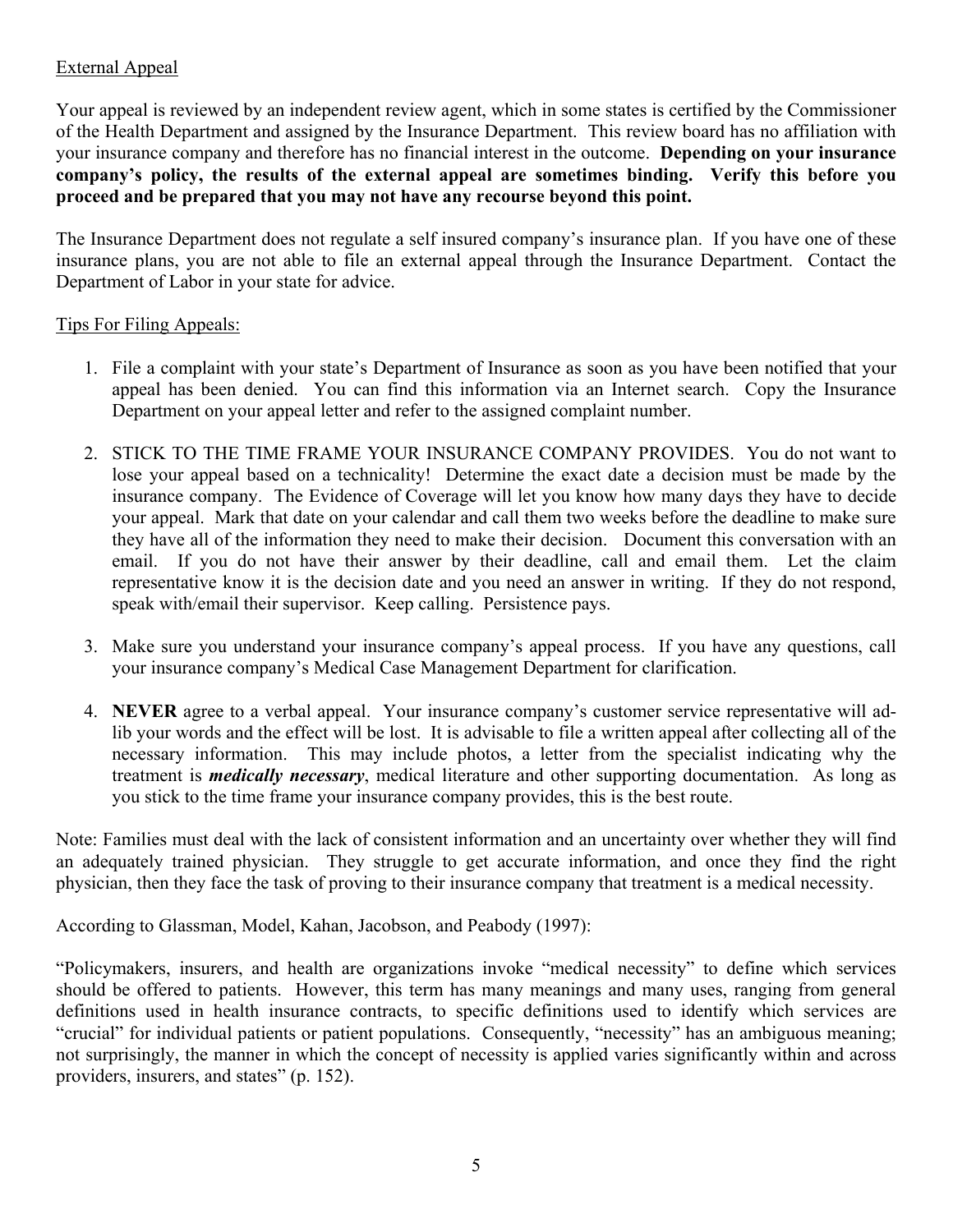External Appeal

Your appeal is reviewed by an independent review agent, which in some states is certified by the Commissioner of the Health Department and assigned by the Insurance Department. This review board has no affiliation with your insurance company and therefore has no financial interest in the outcome. **Depending on your insurance company's policy, the results of the external appeal are sometimes binding. Verify this before you proceed and be prepared that you may not have any recourse beyond this point.**

The Insurance Department does not regulate a self insured company's insurance plan. If you have one of these insurance plans, you are not able to file an external appeal through the Insurance Department. Contact the Department of Labor in your state for advice.

Tips For Filing Appeals:

1. File a complaint with your state's Department of Insurance as soon as you have been notified that your appeal has been denied. You can find this information via an Internet search. Copy the Insurance Department on your appeal letter and refer to the assigned complaint number.

2. STICK TO THE TIME FRAME YOUR INSURANCE COMPANY PROVIDES. You do not want to lose your appeal based on a technicality! Determine the exact date a decision must be made by the insurance company. The Evidence of Coverage will let you know how many days they have to decide your appeal. Mark that date on your calendar and call them two weeks before the deadline to make sure they have all of the information they need to make their decision. Document this conversation with an email. If you do not have their answer by their deadline, call and email them. Let the claim representative know it is the decision date and you need an answer in writing. If they do not respond, speak with/email their supervisor. Keep calling. Persistence pays.

3. Make sure you understand your insurance company's appeal process. If you have any questions, call your insurance company's Medical Case Management Department for clarification.

4. **NEVER** agree to a verbal appeal. Your insurance company's customer service representative will ad-lib your words and the effect will be lost. It is advisable to file a written appeal after collecting all of the necessary information. This may include photos, a letter from the specialist indicating why the treatment is ***medically necessary***, medical literature and other supporting documentation. As long as you stick to the time frame your insurance company provides, this is the best route.

Note: Families must deal with the lack of consistent information and an uncertainty over whether they will find an adequately trained physician. They struggle to get accurate information, and once they find the right physician, then they face the task of proving to their insurance company that treatment is a medical necessity.

According to Glassman, Model, Kahan, Jacobson, and Peabody (1997):

"Policymakers, insurers, and health are organizations invoke "medical necessity" to define which services should be offered to patients. However, this term has many meanings and many uses, ranging from general definitions used in health insurance contracts, to specific definitions used to identify which services are "crucial" for individual patients or patient populations. Consequently, "necessity" has an ambiguous meaning; not surprisingly, the manner in which the concept of necessity is applied varies significantly within and across providers, insurers, and states" (p. 152).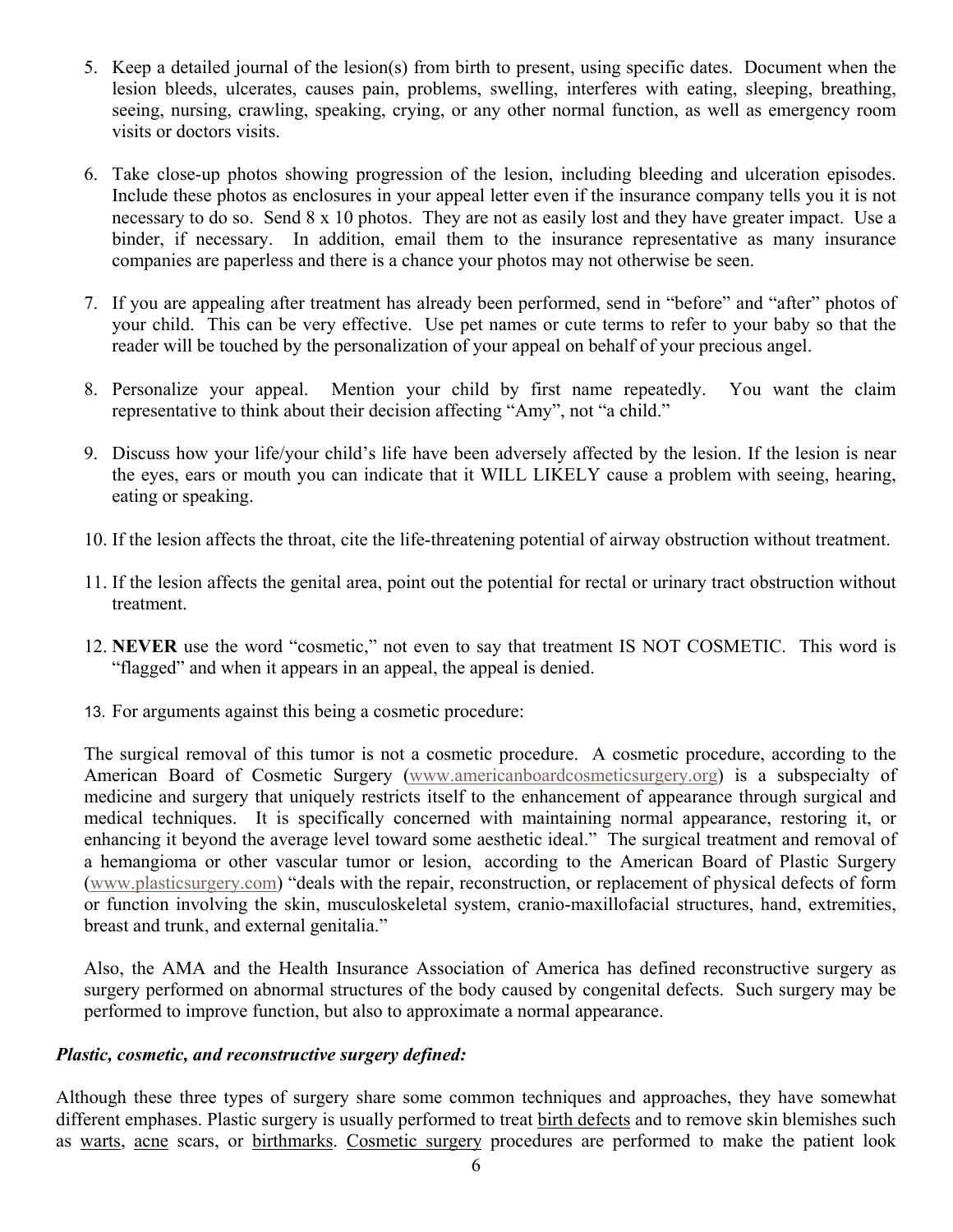5. Keep a detailed journal of the lesion(s) from birth to present, using specific dates. Document when the lesion bleeds, ulcerates, causes pain, problems, swelling, interferes with eating, sleeping, breathing, seeing, nursing, crawling, speaking, crying, or any other normal function, as well as emergency room visits or doctors visits.

6. Take close-up photos showing progression of the lesion, including bleeding and ulceration episodes. Include these photos as enclosures in your appeal letter even if the insurance company tells you it is not necessary to do so. Send 8 x 10 photos. They are not as easily lost and they have greater impact. Use a binder, if necessary. In addition, email them to the insurance representative as many insurance companies are paperless and there is a chance your photos may not otherwise be seen.

7. If you are appealing after treatment has already been performed, send in "before" and "after" photos of your child. This can be very effective. Use pet names or cute terms to refer to your baby so that the reader will be touched by the personalization of your appeal on behalf of your precious angel.

8. Personalize your appeal. Mention your child by first name repeatedly. You want the claim representative to think about their decision affecting "Amy", not "a child."

9. Discuss how your life/your child's life have been adversely affected by the lesion. If the lesion is near the eyes, ears or mouth you can indicate that it WILL LIKELY cause a problem with seeing, hearing, eating or speaking.

10. If the lesion affects the throat, cite the life-threatening potential of airway obstruction without treatment.

11. If the lesion affects the genital area, point out the potential for rectal or urinary tract obstruction without treatment.

12. **NEVER** use the word "cosmetic," not even to say that treatment IS NOT COSMETIC. This word is "flagged" and when it appears in an appeal, the appeal is denied.

13. For arguments against this being a cosmetic procedure:

The surgical removal of this tumor is not a cosmetic procedure. A cosmetic procedure, according to the American Board of Cosmetic Surgery (www.americanboardcosmeticsurgery.org) is a subspecialty of medicine and surgery that uniquely restricts itself to the enhancement of appearance through surgical and medical techniques. It is specifically concerned with maintaining normal appearance, restoring it, or enhancing it beyond the average level toward some aesthetic ideal." The surgical treatment and removal of a hemangioma or other vascular tumor or lesion, according to the American Board of Plastic Surgery (www.plasticsurgery.com) "deals with the repair, reconstruction, or replacement of physical defects of form or function involving the skin, musculoskeletal system, cranio-maxillofacial structures, hand, extremities, breast and trunk, and external genitalia."

Also, the AMA and the Health Insurance Association of America has defined reconstructive surgery as surgery performed on abnormal structures of the body caused by congenital defects. Such surgery may be performed to improve function, but also to approximate a normal appearance.

***Plastic, cosmetic, and reconstructive surgery defined:***

Although these three types of surgery share some common techniques and approaches, they have somewhat different emphases. Plastic surgery is usually performed to treat birth defects and to remove skin blemishes such as warts, acne scars, or birthmarks. Cosmetic surgery procedures are performed to make the patient look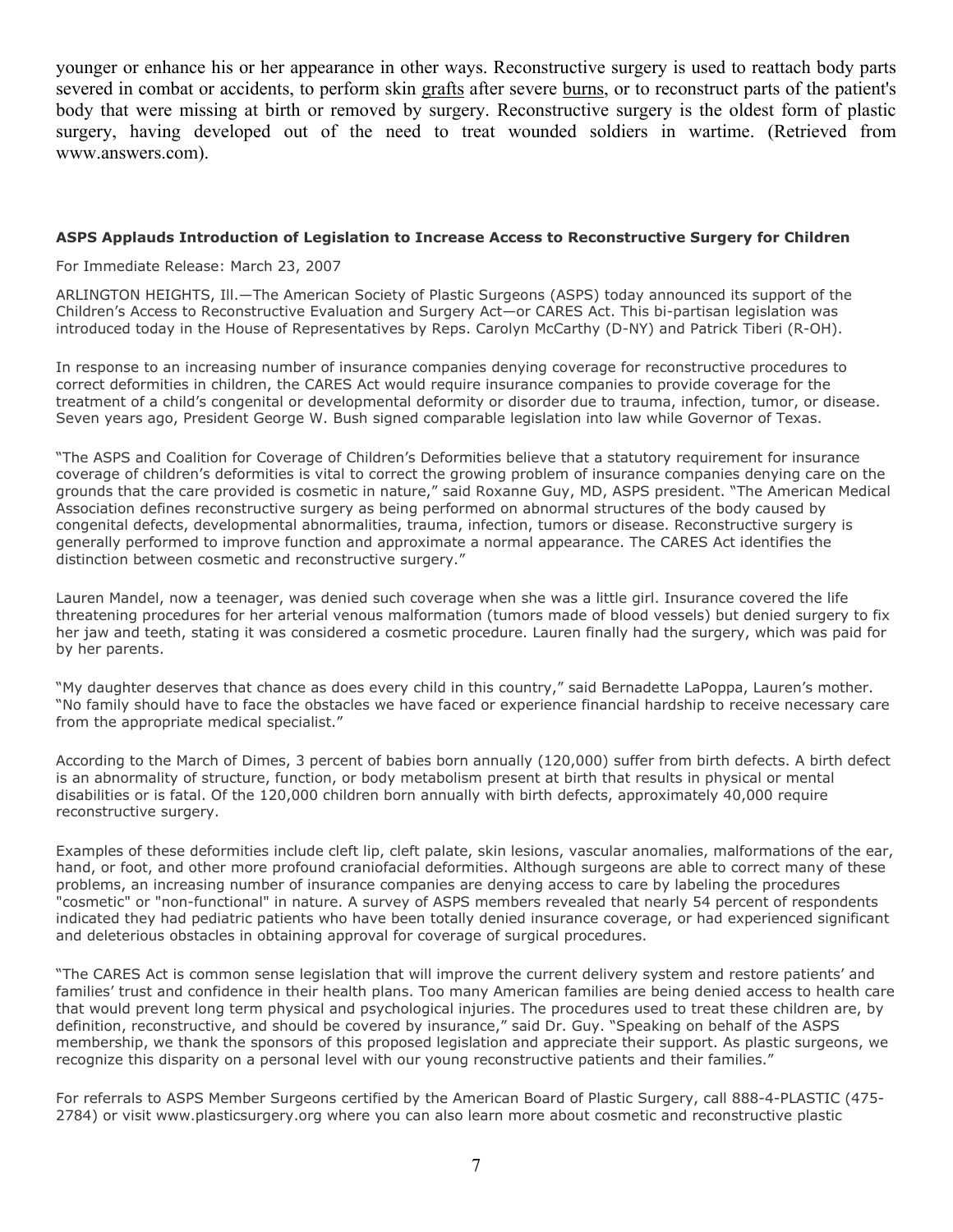younger or enhance his or her appearance in other ways. Reconstructive surgery is used to reattach body parts severed in combat or accidents, to perform skin grafts after severe burns, or to reconstruct parts of the patient's body that were missing at birth or removed by surgery. Reconstructive surgery is the oldest form of plastic surgery, having developed out of the need to treat wounded soldiers in wartime. (Retrieved from www.answers.com).

**ASPS Applauds Introduction of Legislation to Increase Access to Reconstructive Surgery for Children**

For Immediate Release: March 23, 2007

ARLINGTON HEIGHTS, Ill.—The American Society of Plastic Surgeons (ASPS) today announced its support of the Children's Access to Reconstructive Evaluation and Surgery Act—or CARES Act. This bi-partisan legislation was introduced today in the House of Representatives by Reps. Carolyn McCarthy (D-NY) and Patrick Tiberi (R-OH).

In response to an increasing number of insurance companies denying coverage for reconstructive procedures to correct deformities in children, the CARES Act would require insurance companies to provide coverage for the treatment of a child's congenital or developmental deformity or disorder due to trauma, infection, tumor, or disease. Seven years ago, President George W. Bush signed comparable legislation into law while Governor of Texas.

"The ASPS and Coalition for Coverage of Children's Deformities believe that a statutory requirement for insurance coverage of children's deformities is vital to correct the growing problem of insurance companies denying care on the grounds that the care provided is cosmetic in nature," said Roxanne Guy, MD, ASPS president. "The American Medical Association defines reconstructive surgery as being performed on abnormal structures of the body caused by congenital defects, developmental abnormalities, trauma, infection, tumors or disease. Reconstructive surgery is generally performed to improve function and approximate a normal appearance. The CARES Act identifies the distinction between cosmetic and reconstructive surgery."

Lauren Mandel, now a teenager, was denied such coverage when she was a little girl. Insurance covered the life threatening procedures for her arterial venous malformation (tumors made of blood vessels) but denied surgery to fix her jaw and teeth, stating it was considered a cosmetic procedure. Lauren finally had the surgery, which was paid for by her parents.

"My daughter deserves that chance as does every child in this country," said Bernadette LaPoppa, Lauren's mother. "No family should have to face the obstacles we have faced or experience financial hardship to receive necessary care from the appropriate medical specialist."

According to the March of Dimes, 3 percent of babies born annually (120,000) suffer from birth defects. A birth defect is an abnormality of structure, function, or body metabolism present at birth that results in physical or mental disabilities or is fatal. Of the 120,000 children born annually with birth defects, approximately 40,000 require reconstructive surgery.

Examples of these deformities include cleft lip, cleft palate, skin lesions, vascular anomalies, malformations of the ear, hand, or foot, and other more profound craniofacial deformities. Although surgeons are able to correct many of these problems, an increasing number of insurance companies are denying access to care by labeling the procedures "cosmetic" or "non-functional" in nature. A survey of ASPS members revealed that nearly 54 percent of respondents indicated they had pediatric patients who have been totally denied insurance coverage, or had experienced significant and deleterious obstacles in obtaining approval for coverage of surgical procedures.

"The CARES Act is common sense legislation that will improve the current delivery system and restore patients' and families' trust and confidence in their health plans. Too many American families are being denied access to health care that would prevent long term physical and psychological injuries. The procedures used to treat these children are, by definition, reconstructive, and should be covered by insurance," said Dr. Guy. "Speaking on behalf of the ASPS membership, we thank the sponsors of this proposed legislation and appreciate their support. As plastic surgeons, we recognize this disparity on a personal level with our young reconstructive patients and their families."

For referrals to ASPS Member Surgeons certified by the American Board of Plastic Surgery, call 888-4-PLASTIC (475-2784) or visit www.plasticsurgery.org where you can also learn more about cosmetic and reconstructive plastic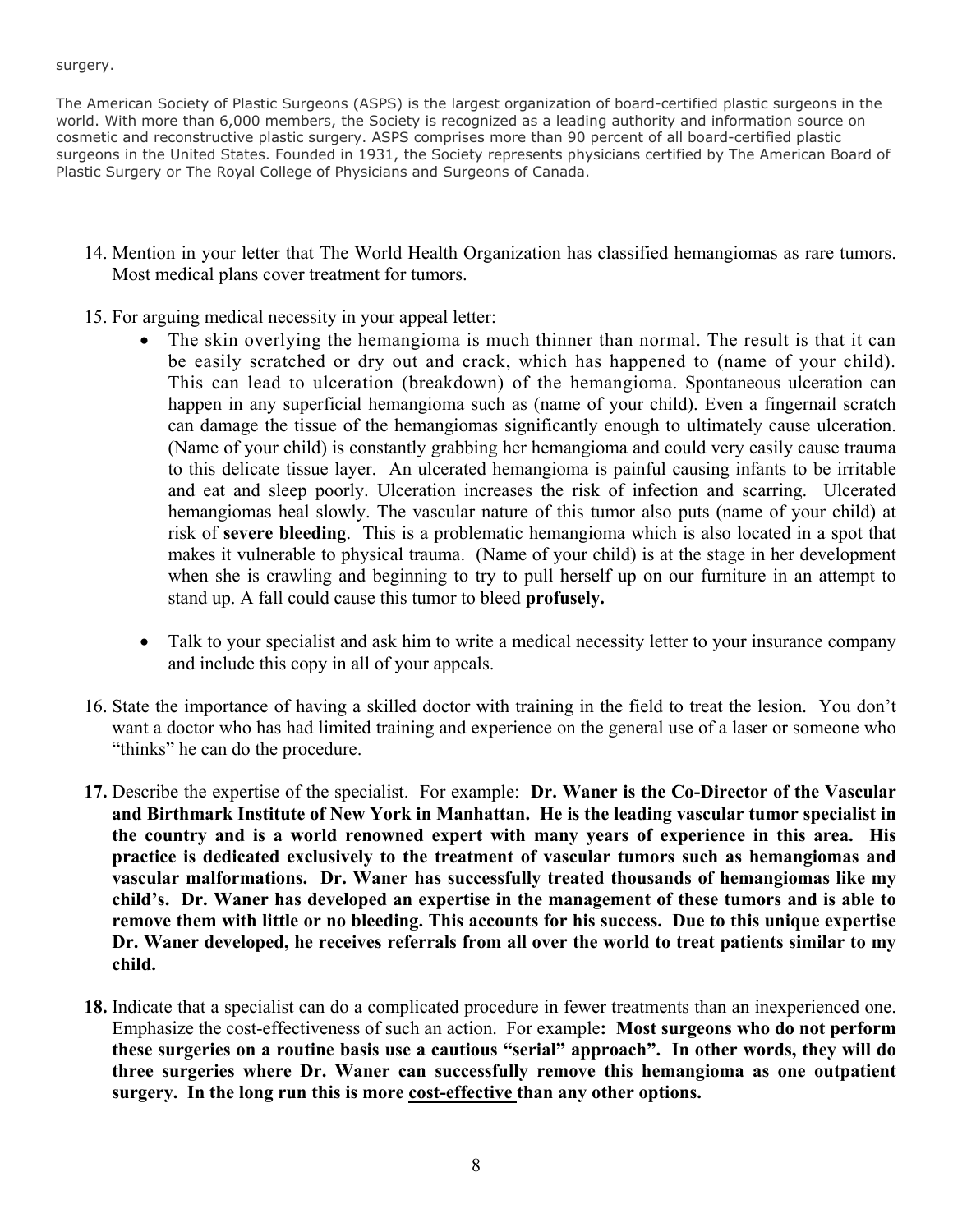surgery.

The American Society of Plastic Surgeons (ASPS) is the largest organization of board-certified plastic surgeons in the world. With more than 6,000 members, the Society is recognized as a leading authority and information source on cosmetic and reconstructive plastic surgery. ASPS comprises more than 90 percent of all board-certified plastic surgeons in the United States. Founded in 1931, the Society represents physicians certified by The American Board of Plastic Surgery or The Royal College of Physicians and Surgeons of Canada.

14. Mention in your letter that The World Health Organization has classified hemangiomas as rare tumors. Most medical plans cover treatment for tumors.

15. For arguing medical necessity in your appeal letter:
    - The skin overlying the hemangioma is much thinner than normal. The result is that it can be easily scratched or dry out and crack, which has happened to (name of your child). This can lead to ulceration (breakdown) of the hemangioma. Spontaneous ulceration can happen in any superficial hemangioma such as (name of your child). Even a fingernail scratch can damage the tissue of the hemangiomas significantly enough to ultimately cause ulceration. (Name of your child) is constantly grabbing her hemangioma and could very easily cause trauma to this delicate tissue layer. An ulcerated hemangioma is painful causing infants to be irritable and eat and sleep poorly. Ulceration increases the risk of infection and scarring. Ulcerated hemangiomas heal slowly. The vascular nature of this tumor also puts (name of your child) at risk of **severe bleeding**. This is a problematic hemangioma which is also located in a spot that makes it vulnerable to physical trauma. (Name of your child) is at the stage in her development when she is crawling and beginning to try to pull herself up on our furniture in an attempt to stand up. A fall could cause this tumor to bleed **profusely.**
    - Talk to your specialist and ask him to write a medical necessity letter to your insurance company and include this copy in all of your appeals.

16. State the importance of having a skilled doctor with training in the field to treat the lesion. You don't want a doctor who has had limited training and experience on the general use of a laser or someone who "thinks" he can do the procedure.

17. Describe the expertise of the specialist. For example: **Dr. Waner is the Co-Director of the Vascular and Birthmark Institute of New York in Manhattan. He is the leading vascular tumor specialist in the country and is a world renowned expert with many years of experience in this area. His practice is dedicated exclusively to the treatment of vascular tumors such as hemangiomas and vascular malformations. Dr. Waner has successfully treated thousands of hemangiomas like my child's. Dr. Waner has developed an expertise in the management of these tumors and is able to remove them with little or no bleeding. This accounts for his success. Due to this unique expertise Dr. Waner developed, he receives referrals from all over the world to treat patients similar to my child.**

18. Indicate that a specialist can do a complicated procedure in fewer treatments than an inexperienced one. Emphasize the cost-effectiveness of such an action. For example**: Most surgeons who do not perform these surgeries on a routine basis use a cautious "serial" approach". In other words, they will do three surgeries where Dr. Waner can successfully remove this hemangioma as one outpatient surgery. In the long run this is more <u>cost-effective</u> than any other options.**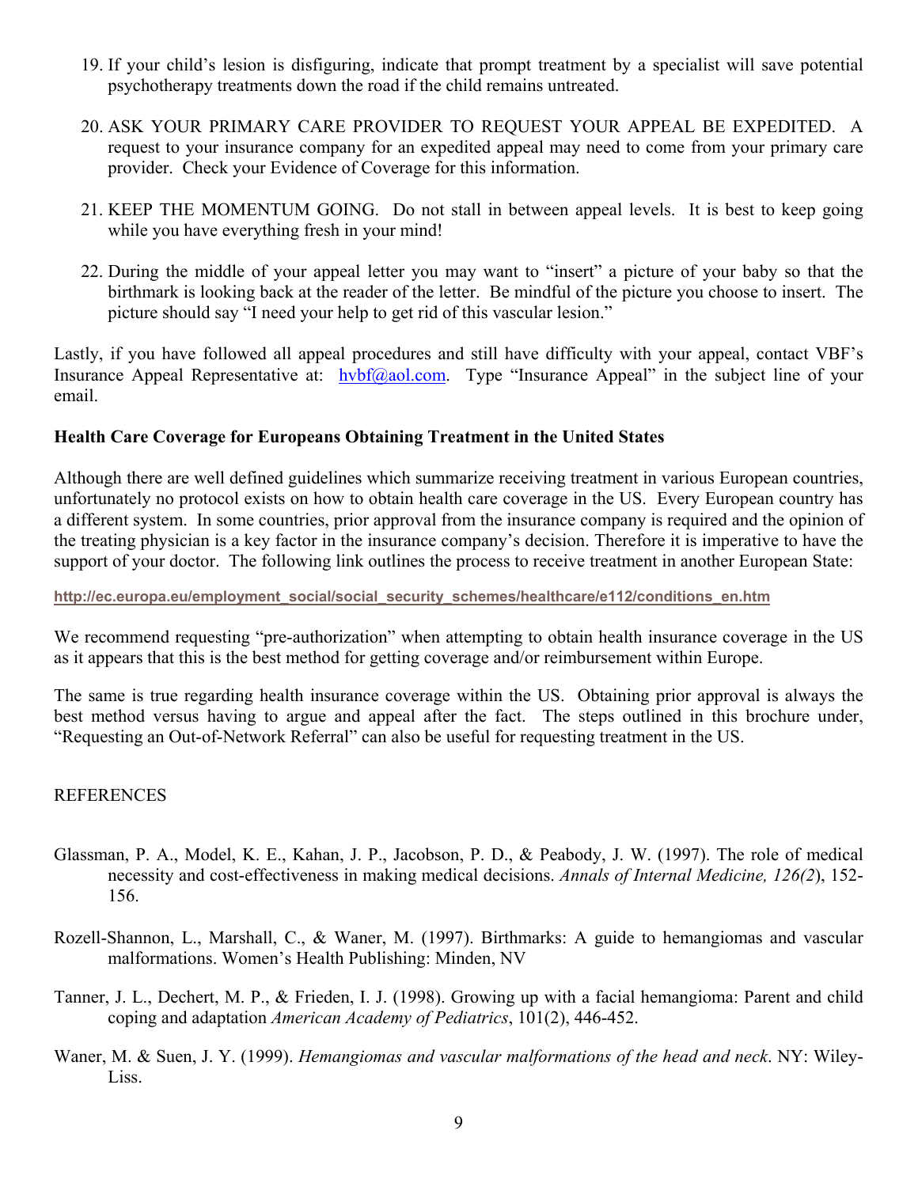19. If your child's lesion is disfiguring, indicate that prompt treatment by a specialist will save potential psychotherapy treatments down the road if the child remains untreated.

20. ASK YOUR PRIMARY CARE PROVIDER TO REQUEST YOUR APPEAL BE EXPEDITED. A request to your insurance company for an expedited appeal may need to come from your primary care provider. Check your Evidence of Coverage for this information.

21. KEEP THE MOMENTUM GOING. Do not stall in between appeal levels. It is best to keep going while you have everything fresh in your mind!

22. During the middle of your appeal letter you may want to "insert" a picture of your baby so that the birthmark is looking back at the reader of the letter. Be mindful of the picture you choose to insert. The picture should say "I need your help to get rid of this vascular lesion."

Lastly, if you have followed all appeal procedures and still have difficulty with your appeal, contact VBF's Insurance Appeal Representative at: hvbf@aol.com. Type "Insurance Appeal" in the subject line of your email.

**Health Care Coverage for Europeans Obtaining Treatment in the United States**

Although there are well defined guidelines which summarize receiving treatment in various European countries, unfortunately no protocol exists on how to obtain health care coverage in the US. Every European country has a different system. In some countries, prior approval from the insurance company is required and the opinion of the treating physician is a key factor in the insurance company's decision. Therefore it is imperative to have the support of your doctor. The following link outlines the process to receive treatment in another European State:

**http://ec.europa.eu/employment_social/social_security_schemes/healthcare/e112/conditions_en.htm**

We recommend requesting "pre-authorization" when attempting to obtain health insurance coverage in the US as it appears that this is the best method for getting coverage and/or reimbursement within Europe.

The same is true regarding health insurance coverage within the US. Obtaining prior approval is always the best method versus having to argue and appeal after the fact. The steps outlined in this brochure under, "Requesting an Out-of-Network Referral" can also be useful for requesting treatment in the US.

REFERENCES

Glassman, P. A., Model, K. E., Kahan, J. P., Jacobson, P. D., & Peabody, J. W. (1997). The role of medical necessity and cost-effectiveness in making medical decisions. *Annals of Internal Medicine, 126(2*), 152-156.

Rozell-Shannon, L., Marshall, C., & Waner, M. (1997). Birthmarks: A guide to hemangiomas and vascular malformations. Women's Health Publishing: Minden, NV

Tanner, J. L., Dechert, M. P., & Frieden, I. J. (1998). Growing up with a facial hemangioma: Parent and child coping and adaptation *American Academy of Pediatrics*, 101(2), 446-452.

Waner, M. & Suen, J. Y. (1999). *Hemangiomas and vascular malformations of the head and neck*. NY: Wiley-Liss.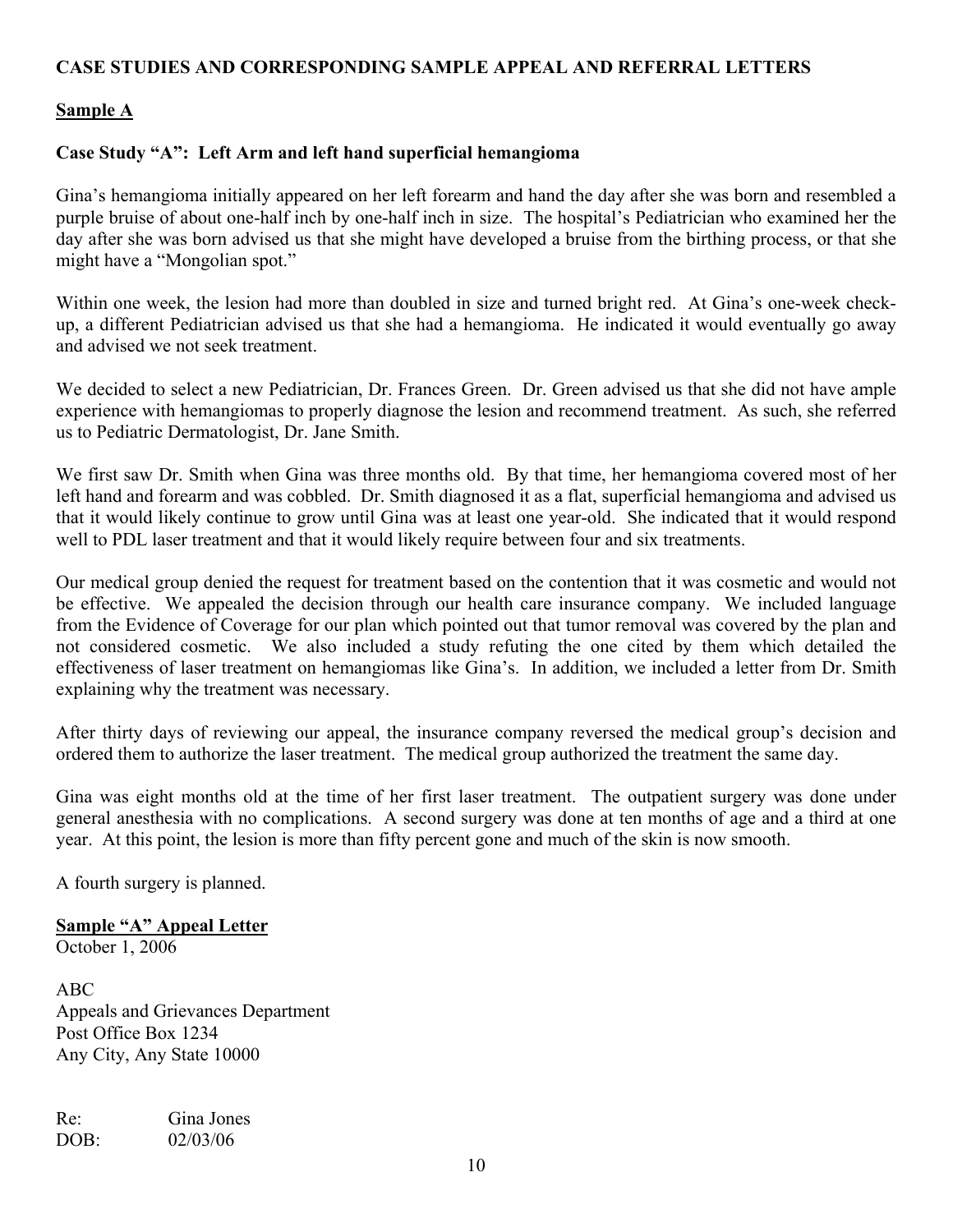**CASE STUDIES AND CORRESPONDING SAMPLE APPEAL AND REFERRAL LETTERS**

**Sample A**

**Case Study "A": Left Arm and left hand superficial hemangioma**

Gina's hemangioma initially appeared on her left forearm and hand the day after she was born and resembled a purple bruise of about one-half inch by one-half inch in size. The hospital's Pediatrician who examined her the day after she was born advised us that she might have developed a bruise from the birthing process, or that she might have a "Mongolian spot."

Within one week, the lesion had more than doubled in size and turned bright red. At Gina's one-week check-up, a different Pediatrician advised us that she had a hemangioma. He indicated it would eventually go away and advised we not seek treatment.

We decided to select a new Pediatrician, Dr. Frances Green. Dr. Green advised us that she did not have ample experience with hemangiomas to properly diagnose the lesion and recommend treatment. As such, she referred us to Pediatric Dermatologist, Dr. Jane Smith.

We first saw Dr. Smith when Gina was three months old. By that time, her hemangioma covered most of her left hand and forearm and was cobbled. Dr. Smith diagnosed it as a flat, superficial hemangioma and advised us that it would likely continue to grow until Gina was at least one year-old. She indicated that it would respond well to PDL laser treatment and that it would likely require between four and six treatments.

Our medical group denied the request for treatment based on the contention that it was cosmetic and would not be effective. We appealed the decision through our health care insurance company. We included language from the Evidence of Coverage for our plan which pointed out that tumor removal was covered by the plan and not considered cosmetic. We also included a study refuting the one cited by them which detailed the effectiveness of laser treatment on hemangiomas like Gina's. In addition, we included a letter from Dr. Smith explaining why the treatment was necessary.

After thirty days of reviewing our appeal, the insurance company reversed the medical group's decision and ordered them to authorize the laser treatment. The medical group authorized the treatment the same day.

Gina was eight months old at the time of her first laser treatment. The outpatient surgery was done under general anesthesia with no complications. A second surgery was done at ten months of age and a third at one year. At this point, the lesion is more than fifty percent gone and much of the skin is now smooth.

A fourth surgery is planned.

**Sample "A" Appeal Letter**
October 1, 2006

ABC
Appeals and Grievances Department
Post Office Box 1234
Any City, Any State 10000

Re: Gina Jones
DOB: 02/03/06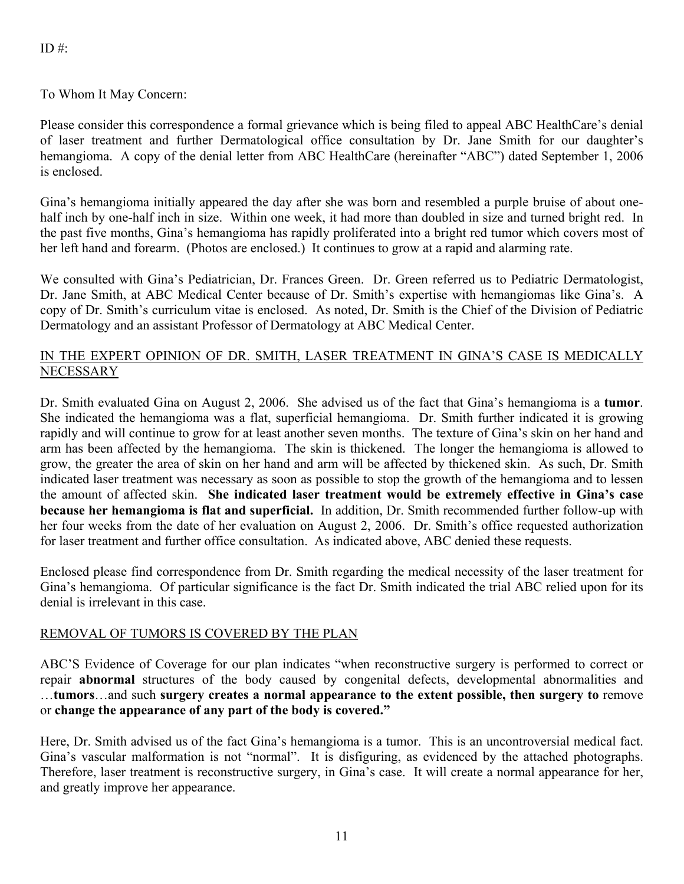ID #:

To Whom It May Concern:

Please consider this correspondence a formal grievance which is being filed to appeal ABC HealthCare's denial of laser treatment and further Dermatological office consultation by Dr. Jane Smith for our daughter's hemangioma. A copy of the denial letter from ABC HealthCare (hereinafter "ABC") dated September 1, 2006 is enclosed.

Gina's hemangioma initially appeared the day after she was born and resembled a purple bruise of about one-half inch by one-half inch in size. Within one week, it had more than doubled in size and turned bright red. In the past five months, Gina's hemangioma has rapidly proliferated into a bright red tumor which covers most of her left hand and forearm. (Photos are enclosed.) It continues to grow at a rapid and alarming rate.

We consulted with Gina's Pediatrician, Dr. Frances Green. Dr. Green referred us to Pediatric Dermatologist, Dr. Jane Smith, at ABC Medical Center because of Dr. Smith's expertise with hemangiomas like Gina's. A copy of Dr. Smith's curriculum vitae is enclosed. As noted, Dr. Smith is the Chief of the Division of Pediatric Dermatology and an assistant Professor of Dermatology at ABC Medical Center.

<u>IN THE EXPERT OPINION OF DR. SMITH, LASER TREATMENT IN GINA'S CASE IS MEDICALLY NECESSARY</u>

Dr. Smith evaluated Gina on August 2, 2006. She advised us of the fact that Gina's hemangioma is a **tumor**. She indicated the hemangioma was a flat, superficial hemangioma. Dr. Smith further indicated it is growing rapidly and will continue to grow for at least another seven months. The texture of Gina's skin on her hand and arm has been affected by the hemangioma. The skin is thickened. The longer the hemangioma is allowed to grow, the greater the area of skin on her hand and arm will be affected by thickened skin. As such, Dr. Smith indicated laser treatment was necessary as soon as possible to stop the growth of the hemangioma and to lessen the amount of affected skin. **She indicated laser treatment would be extremely effective in Gina's case because her hemangioma is flat and superficial.** In addition, Dr. Smith recommended further follow-up with her four weeks from the date of her evaluation on August 2, 2006. Dr. Smith's office requested authorization for laser treatment and further office consultation. As indicated above, ABC denied these requests.

Enclosed please find correspondence from Dr. Smith regarding the medical necessity of the laser treatment for Gina's hemangioma. Of particular significance is the fact Dr. Smith indicated the trial ABC relied upon for its denial is irrelevant in this case.

<u>REMOVAL OF TUMORS IS COVERED BY THE PLAN</u>

ABC'S Evidence of Coverage for our plan indicates "when reconstructive surgery is performed to correct or repair **abnormal** structures of the body caused by congenital defects, developmental abnormalities and …**tumors**…and such **surgery creates a normal appearance to the extent possible, then surgery to** remove or **change the appearance of any part of the body is covered."**

Here, Dr. Smith advised us of the fact Gina's hemangioma is a tumor. This is an uncontroversial medical fact. Gina's vascular malformation is not "normal". It is disfiguring, as evidenced by the attached photographs. Therefore, laser treatment is reconstructive surgery, in Gina's case. It will create a normal appearance for her, and greatly improve her appearance.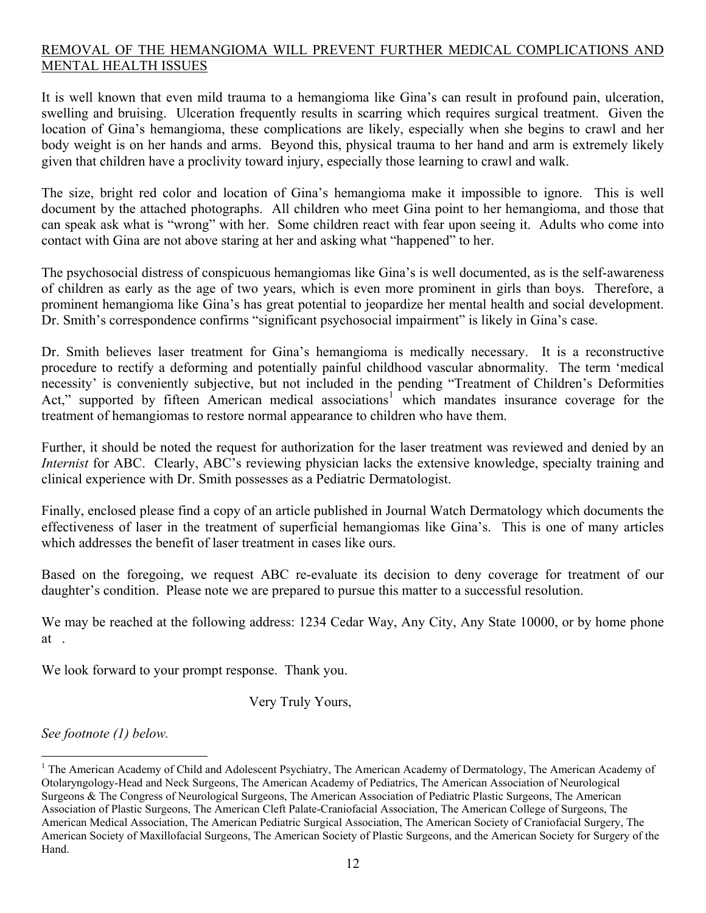REMOVAL OF THE HEMANGIOMA WILL PREVENT FURTHER MEDICAL COMPLICATIONS AND MENTAL HEALTH ISSUES

It is well known that even mild trauma to a hemangioma like Gina's can result in profound pain, ulceration, swelling and bruising. Ulceration frequently results in scarring which requires surgical treatment. Given the location of Gina's hemangioma, these complications are likely, especially when she begins to crawl and her body weight is on her hands and arms. Beyond this, physical trauma to her hand and arm is extremely likely given that children have a proclivity toward injury, especially those learning to crawl and walk.

The size, bright red color and location of Gina's hemangioma make it impossible to ignore. This is well document by the attached photographs. All children who meet Gina point to her hemangioma, and those that can speak ask what is "wrong" with her. Some children react with fear upon seeing it. Adults who come into contact with Gina are not above staring at her and asking what "happened" to her.

The psychosocial distress of conspicuous hemangiomas like Gina's is well documented, as is the self-awareness of children as early as the age of two years, which is even more prominent in girls than boys. Therefore, a prominent hemangioma like Gina's has great potential to jeopardize her mental health and social development. Dr. Smith's correspondence confirms "significant psychosocial impairment" is likely in Gina's case.

Dr. Smith believes laser treatment for Gina's hemangioma is medically necessary. It is a reconstructive procedure to rectify a deforming and potentially painful childhood vascular abnormality. The term 'medical necessity' is conveniently subjective, but not included in the pending "Treatment of Children's Deformities Act," supported by fifteen American medical associations[1] which mandates insurance coverage for the treatment of hemangiomas to restore normal appearance to children who have them.

Further, it should be noted the request for authorization for the laser treatment was reviewed and denied by an *Internist* for ABC. Clearly, ABC's reviewing physician lacks the extensive knowledge, specialty training and clinical experience with Dr. Smith possesses as a Pediatric Dermatologist.

Finally, enclosed please find a copy of an article published in Journal Watch Dermatology which documents the effectiveness of laser in the treatment of superficial hemangiomas like Gina's. This is one of many articles which addresses the benefit of laser treatment in cases like ours.

Based on the foregoing, we request ABC re-evaluate its decision to deny coverage for treatment of our daughter's condition. Please note we are prepared to pursue this matter to a successful resolution.

We may be reached at the following address: 1234 Cedar Way, Any City, Any State 10000, or by home phone at .

We look forward to your prompt response. Thank you.

Very Truly Yours,

*See footnote (1) below.*

---

[1] The American Academy of Child and Adolescent Psychiatry, The American Academy of Dermatology, The American Academy of Otolaryngology-Head and Neck Surgeons, The American Academy of Pediatrics, The American Association of Neurological Surgeons & The Congress of Neurological Surgeons, The American Association of Pediatric Plastic Surgeons, The American Association of Plastic Surgeons, The American Cleft Palate-Craniofacial Association, The American College of Surgeons, The American Medical Association, The American Pediatric Surgical Association, The American Society of Craniofacial Surgery, The American Society of Maxillofacial Surgeons, The American Society of Plastic Surgeons, and the American Society for Surgery of the Hand.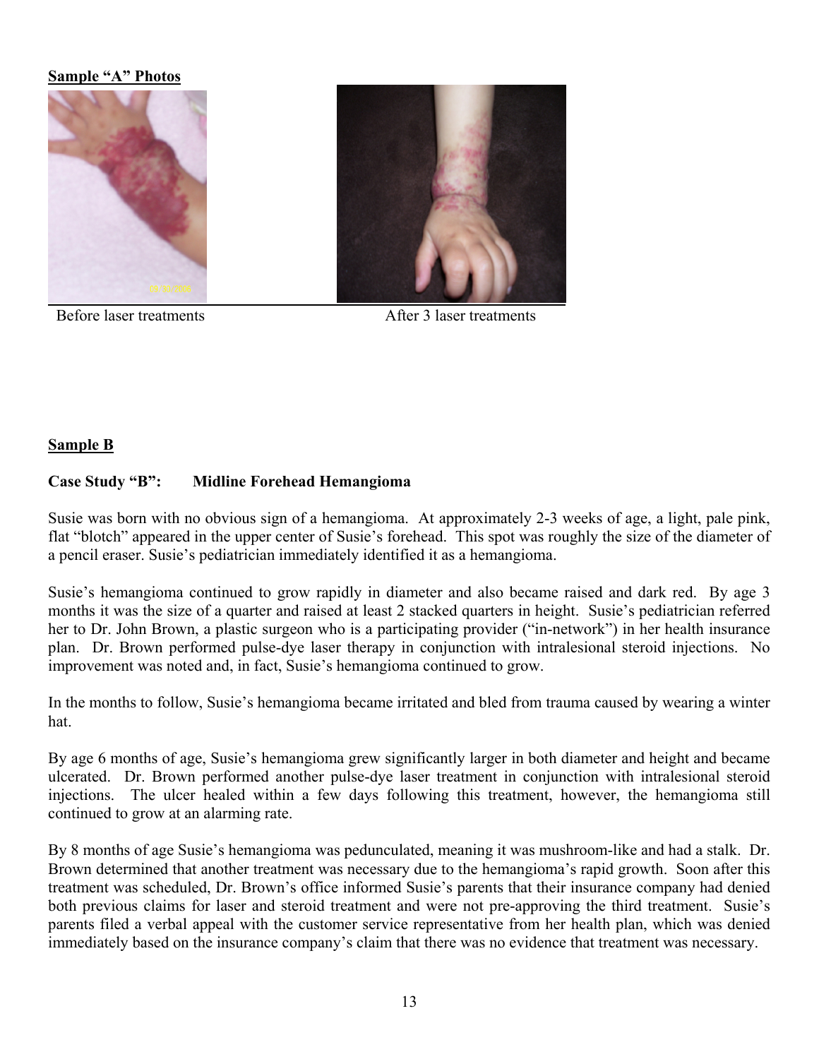**Sample "A" Photos**

Before laser treatments After 3 laser treatments

**Sample B**

**Case Study "B": Midline Forehead Hemangioma**

Susie was born with no obvious sign of a hemangioma. At approximately 2-3 weeks of age, a light, pale pink, flat "blotch" appeared in the upper center of Susie's forehead. This spot was roughly the size of the diameter of a pencil eraser. Susie's pediatrician immediately identified it as a hemangioma.

Susie's hemangioma continued to grow rapidly in diameter and also became raised and dark red. By age 3 months it was the size of a quarter and raised at least 2 stacked quarters in height. Susie's pediatrician referred her to Dr. John Brown, a plastic surgeon who is a participating provider ("in-network") in her health insurance plan. Dr. Brown performed pulse-dye laser therapy in conjunction with intralesional steroid injections. No improvement was noted and, in fact, Susie's hemangioma continued to grow.

In the months to follow, Susie's hemangioma became irritated and bled from trauma caused by wearing a winter hat.

By age 6 months of age, Susie's hemangioma grew significantly larger in both diameter and height and became ulcerated. Dr. Brown performed another pulse-dye laser treatment in conjunction with intralesional steroid injections. The ulcer healed within a few days following this treatment, however, the hemangioma still continued to grow at an alarming rate.

By 8 months of age Susie's hemangioma was pedunculated, meaning it was mushroom-like and had a stalk. Dr. Brown determined that another treatment was necessary due to the hemangioma's rapid growth. Soon after this treatment was scheduled, Dr. Brown's office informed Susie's parents that their insurance company had denied both previous claims for laser and steroid treatment and were not pre-approving the third treatment. Susie's parents filed a verbal appeal with the customer service representative from her health plan, which was denied immediately based on the insurance company's claim that there was no evidence that treatment was necessary.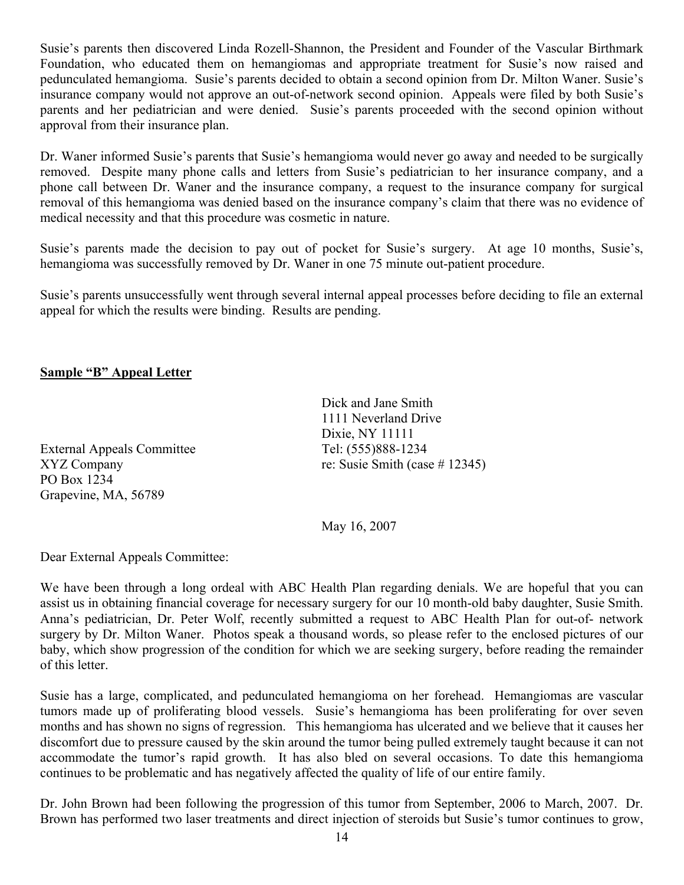Susie's parents then discovered Linda Rozell-Shannon, the President and Founder of the Vascular Birthmark Foundation, who educated them on hemangiomas and appropriate treatment for Susie's now raised and pedunculated hemangioma. Susie's parents decided to obtain a second opinion from Dr. Milton Waner. Susie's insurance company would not approve an out-of-network second opinion. Appeals were filed by both Susie's parents and her pediatrician and were denied. Susie's parents proceeded with the second opinion without approval from their insurance plan.

Dr. Waner informed Susie's parents that Susie's hemangioma would never go away and needed to be surgically removed. Despite many phone calls and letters from Susie's pediatrician to her insurance company, and a phone call between Dr. Waner and the insurance company, a request to the insurance company for surgical removal of this hemangioma was denied based on the insurance company's claim that there was no evidence of medical necessity and that this procedure was cosmetic in nature.

Susie's parents made the decision to pay out of pocket for Susie's surgery. At age 10 months, Susie's, hemangioma was successfully removed by Dr. Waner in one 75 minute out-patient procedure.

Susie's parents unsuccessfully went through several internal appeal processes before deciding to file an external appeal for which the results were binding. Results are pending.

**Sample "B" Appeal Letter**

Dick and Jane Smith
1111 Neverland Drive
Dixie, NY 11111
Tel: (555)888-1234
re: Susie Smith (case # 12345)

External Appeals Committee
XYZ Company
PO Box 1234
Grapevine, MA, 56789

May 16, 2007

Dear External Appeals Committee:

We have been through a long ordeal with ABC Health Plan regarding denials. We are hopeful that you can assist us in obtaining financial coverage for necessary surgery for our 10 month-old baby daughter, Susie Smith. Anna's pediatrician, Dr. Peter Wolf, recently submitted a request to ABC Health Plan for out-of- network surgery by Dr. Milton Waner. Photos speak a thousand words, so please refer to the enclosed pictures of our baby, which show progression of the condition for which we are seeking surgery, before reading the remainder of this letter.

Susie has a large, complicated, and pedunculated hemangioma on her forehead. Hemangiomas are vascular tumors made up of proliferating blood vessels. Susie's hemangioma has been proliferating for over seven months and has shown no signs of regression. This hemangioma has ulcerated and we believe that it causes her discomfort due to pressure caused by the skin around the tumor being pulled extremely taught because it can not accommodate the tumor's rapid growth. It has also bled on several occasions. To date this hemangioma continues to be problematic and has negatively affected the quality of life of our entire family.

Dr. John Brown had been following the progression of this tumor from September, 2006 to March, 2007. Dr. Brown has performed two laser treatments and direct injection of steroids but Susie's tumor continues to grow,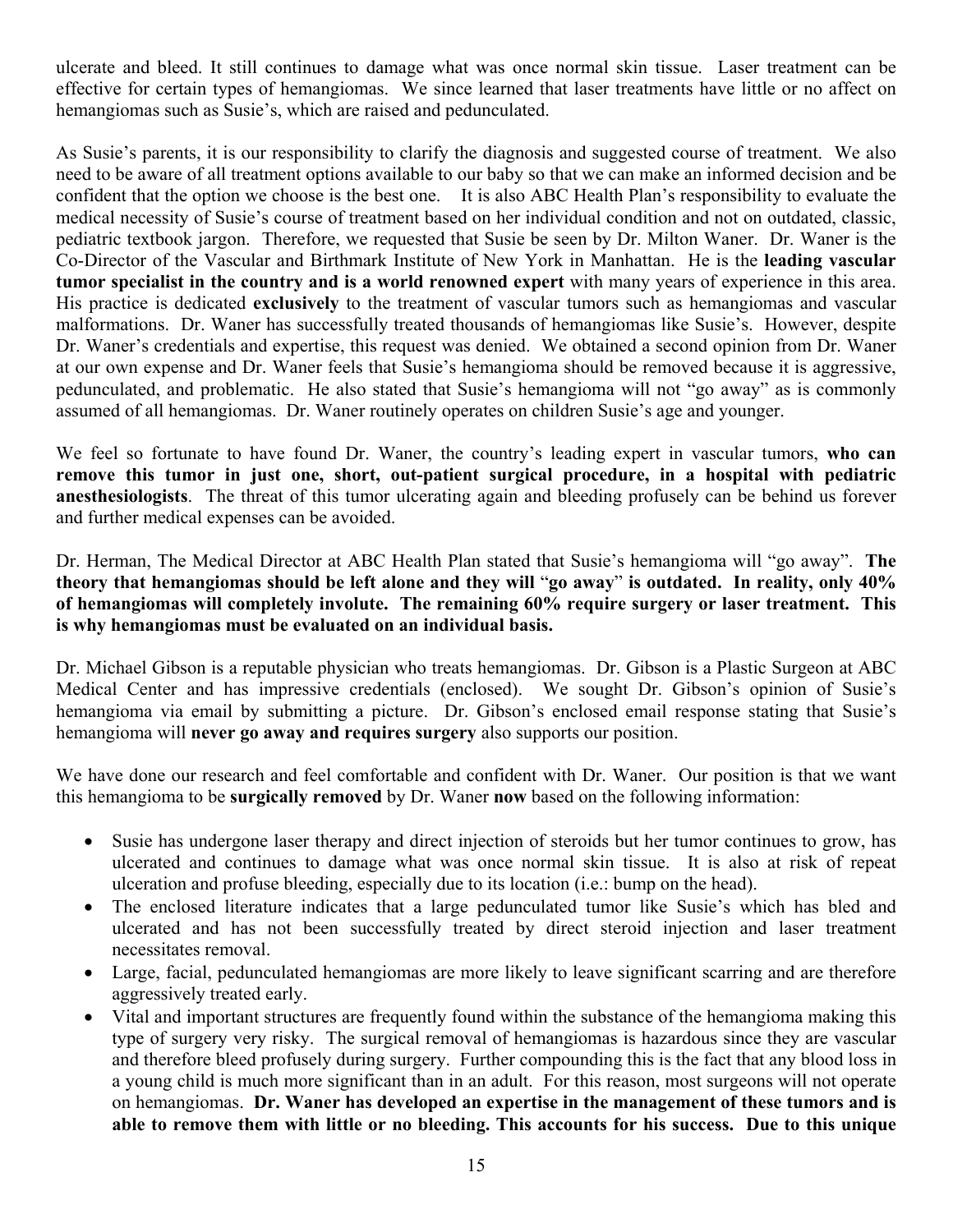ulcerate and bleed. It still continues to damage what was once normal skin tissue. Laser treatment can be effective for certain types of hemangiomas. We since learned that laser treatments have little or no affect on hemangiomas such as Susie's, which are raised and pedunculated.

As Susie's parents, it is our responsibility to clarify the diagnosis and suggested course of treatment. We also need to be aware of all treatment options available to our baby so that we can make an informed decision and be confident that the option we choose is the best one. It is also ABC Health Plan's responsibility to evaluate the medical necessity of Susie's course of treatment based on her individual condition and not on outdated, classic, pediatric textbook jargon. Therefore, we requested that Susie be seen by Dr. Milton Waner. Dr. Waner is the Co-Director of the Vascular and Birthmark Institute of New York in Manhattan. He is the **leading vascular tumor specialist in the country and is a world renowned expert** with many years of experience in this area. His practice is dedicated **exclusively** to the treatment of vascular tumors such as hemangiomas and vascular malformations. Dr. Waner has successfully treated thousands of hemangiomas like Susie's. However, despite Dr. Waner's credentials and expertise, this request was denied. We obtained a second opinion from Dr. Waner at our own expense and Dr. Waner feels that Susie's hemangioma should be removed because it is aggressive, pedunculated, and problematic. He also stated that Susie's hemangioma will not "go away" as is commonly assumed of all hemangiomas. Dr. Waner routinely operates on children Susie's age and younger.

We feel so fortunate to have found Dr. Waner, the country's leading expert in vascular tumors, **who can remove this tumor in just one, short, out-patient surgical procedure, in a hospital with pediatric anesthesiologists**. The threat of this tumor ulcerating again and bleeding profusely can be behind us forever and further medical expenses can be avoided.

Dr. Herman, The Medical Director at ABC Health Plan stated that Susie's hemangioma will "go away". **The theory that hemangiomas should be left alone and they will "go away" is outdated. In reality, only 40% of hemangiomas will completely involute. The remaining 60% require surgery or laser treatment. This is why hemangiomas must be evaluated on an individual basis.**

Dr. Michael Gibson is a reputable physician who treats hemangiomas. Dr. Gibson is a Plastic Surgeon at ABC Medical Center and has impressive credentials (enclosed). We sought Dr. Gibson's opinion of Susie's hemangioma via email by submitting a picture. Dr. Gibson's enclosed email response stating that Susie's hemangioma will **never go away and requires surgery** also supports our position.

We have done our research and feel comfortable and confident with Dr. Waner. Our position is that we want this hemangioma to be **surgically removed** by Dr. Waner **now** based on the following information:

- Susie has undergone laser therapy and direct injection of steroids but her tumor continues to grow, has ulcerated and continues to damage what was once normal skin tissue. It is also at risk of repeat ulceration and profuse bleeding, especially due to its location (i.e.: bump on the head).
- The enclosed literature indicates that a large pedunculated tumor like Susie's which has bled and ulcerated and has not been successfully treated by direct steroid injection and laser treatment necessitates removal.
- Large, facial, pedunculated hemangiomas are more likely to leave significant scarring and are therefore aggressively treated early.
- Vital and important structures are frequently found within the substance of the hemangioma making this type of surgery very risky. The surgical removal of hemangiomas is hazardous since they are vascular and therefore bleed profusely during surgery. Further compounding this is the fact that any blood loss in a young child is much more significant than in an adult. For this reason, most surgeons will not operate on hemangiomas. **Dr. Waner has developed an expertise in the management of these tumors and is able to remove them with little or no bleeding. This accounts for his success. Due to this unique**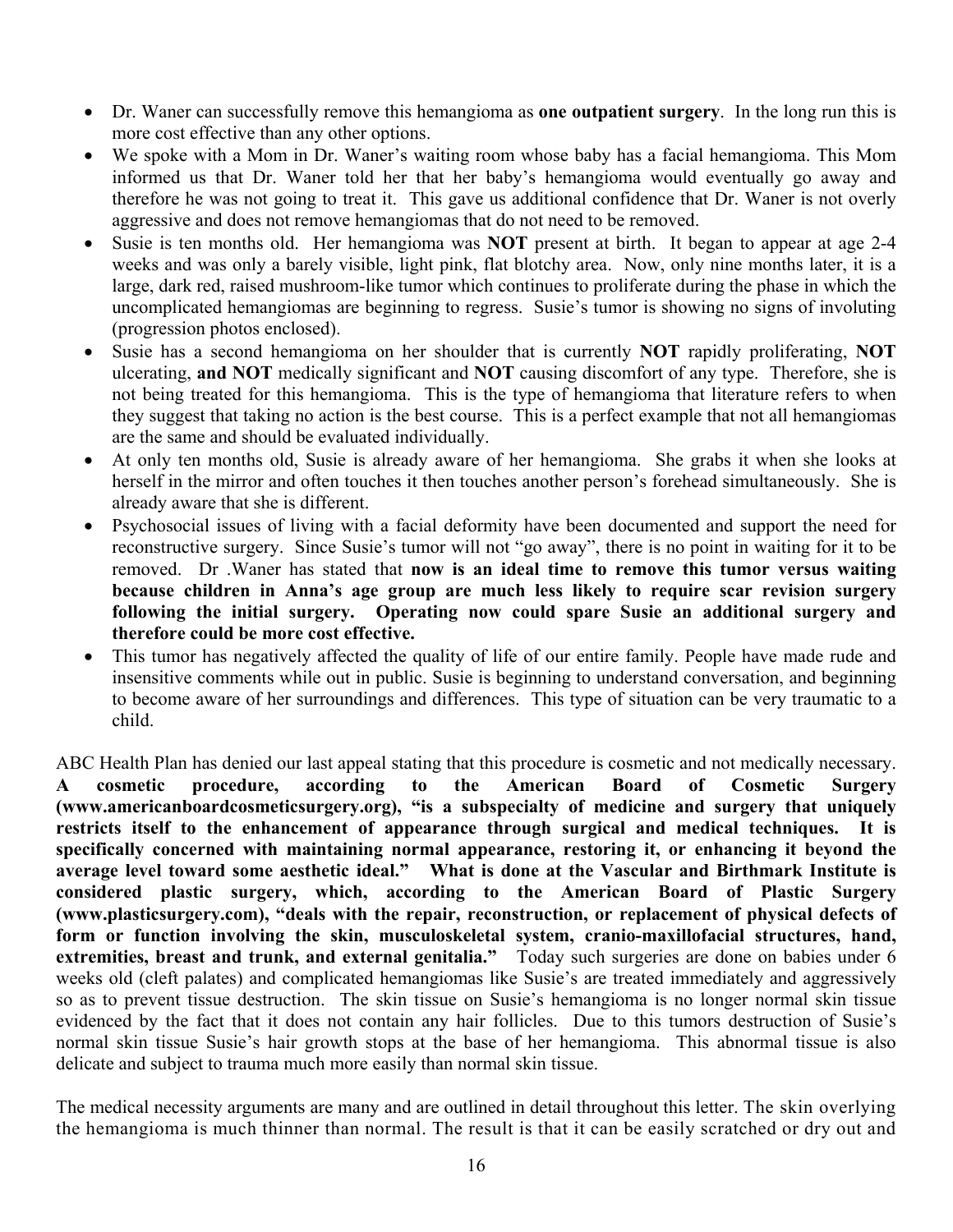- Dr. Waner can successfully remove this hemangioma as **one outpatient surgery**. In the long run this is more cost effective than any other options.
- We spoke with a Mom in Dr. Waner's waiting room whose baby has a facial hemangioma. This Mom informed us that Dr. Waner told her that her baby's hemangioma would eventually go away and therefore he was not going to treat it. This gave us additional confidence that Dr. Waner is not overly aggressive and does not remove hemangiomas that do not need to be removed.
- Susie is ten months old. Her hemangioma was **NOT** present at birth. It began to appear at age 2-4 weeks and was only a barely visible, light pink, flat blotchy area. Now, only nine months later, it is a large, dark red, raised mushroom-like tumor which continues to proliferate during the phase in which the uncomplicated hemangiomas are beginning to regress. Susie's tumor is showing no signs of involuting (progression photos enclosed).
- Susie has a second hemangioma on her shoulder that is currently **NOT** rapidly proliferating, **NOT** ulcerating, **and NOT** medically significant and **NOT** causing discomfort of any type. Therefore, she is not being treated for this hemangioma. This is the type of hemangioma that literature refers to when they suggest that taking no action is the best course. This is a perfect example that not all hemangiomas are the same and should be evaluated individually.
- At only ten months old, Susie is already aware of her hemangioma. She grabs it when she looks at herself in the mirror and often touches it then touches another person's forehead simultaneously. She is already aware that she is different.
- Psychosocial issues of living with a facial deformity have been documented and support the need for reconstructive surgery. Since Susie's tumor will not "go away", there is no point in waiting for it to be removed. Dr .Waner has stated that **now is an ideal time to remove this tumor versus waiting because children in Anna's age group are much less likely to require scar revision surgery following the initial surgery. Operating now could spare Susie an additional surgery and therefore could be more cost effective.**
- This tumor has negatively affected the quality of life of our entire family. People have made rude and insensitive comments while out in public. Susie is beginning to understand conversation, and beginning to become aware of her surroundings and differences. This type of situation can be very traumatic to a child.

ABC Health Plan has denied our last appeal stating that this procedure is cosmetic and not medically necessary. **A cosmetic procedure, according to the American Board of Cosmetic Surgery (www.americanboardcosmeticsurgery.org), "is a subspecialty of medicine and surgery that uniquely restricts itself to the enhancement of appearance through surgical and medical techniques. It is specifically concerned with maintaining normal appearance, restoring it, or enhancing it beyond the average level toward some aesthetic ideal." What is done at the Vascular and Birthmark Institute is considered plastic surgery, which, according to the American Board of Plastic Surgery (www.plasticsurgery.com), "deals with the repair, reconstruction, or replacement of physical defects of form or function involving the skin, musculoskeletal system, cranio-maxillofacial structures, hand, extremities, breast and trunk, and external genitalia."** Today such surgeries are done on babies under 6 weeks old (cleft palates) and complicated hemangiomas like Susie's are treated immediately and aggressively so as to prevent tissue destruction. The skin tissue on Susie's hemangioma is no longer normal skin tissue evidenced by the fact that it does not contain any hair follicles. Due to this tumors destruction of Susie's normal skin tissue Susie's hair growth stops at the base of her hemangioma. This abnormal tissue is also delicate and subject to trauma much more easily than normal skin tissue.

The medical necessity arguments are many and are outlined in detail throughout this letter. The skin overlying the hemangioma is much thinner than normal. The result is that it can be easily scratched or dry out and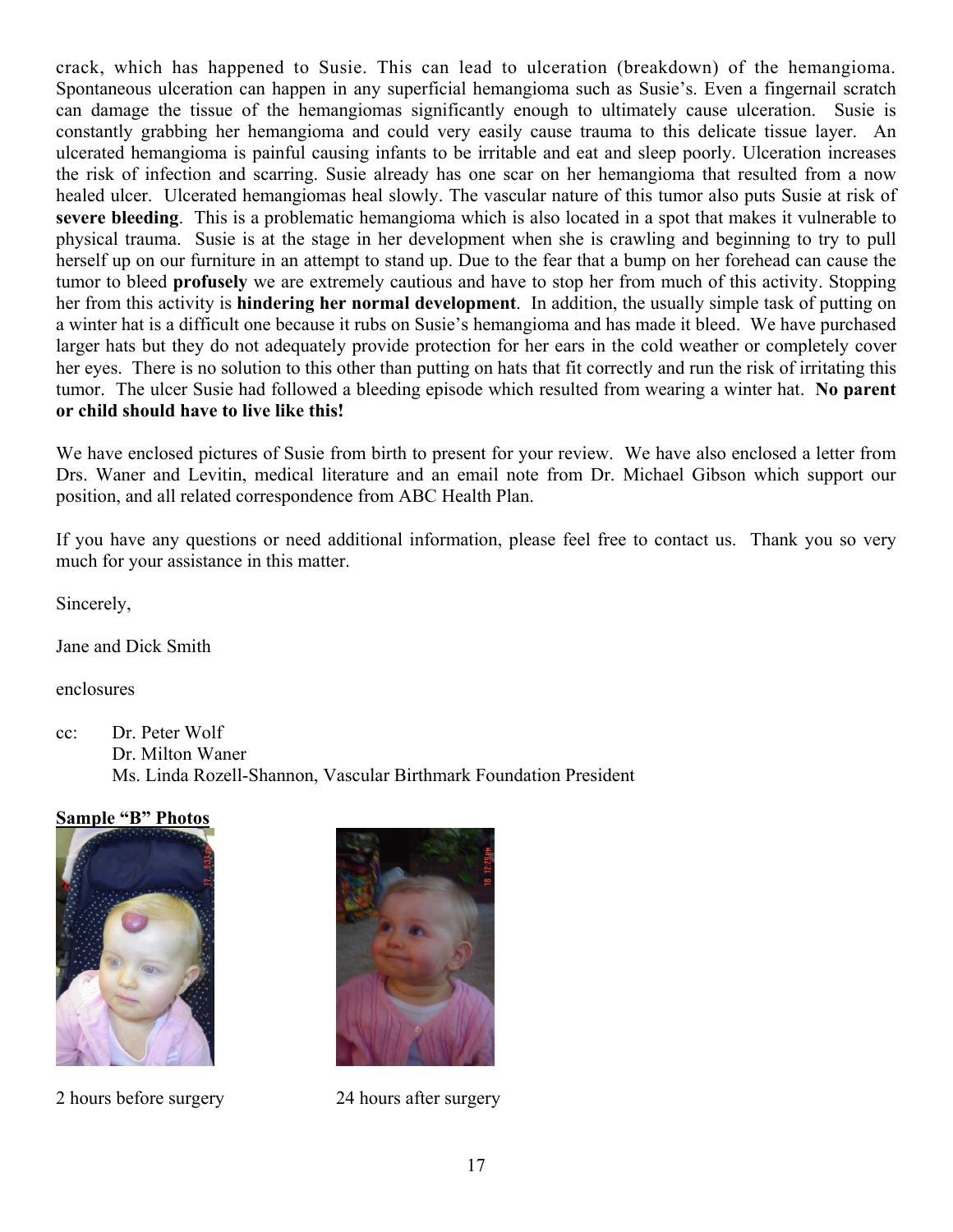crack, which has happened to Susie. This can lead to ulceration (breakdown) of the hemangioma. Spontaneous ulceration can happen in any superficial hemangioma such as Susie's. Even a fingernail scratch can damage the tissue of the hemangiomas significantly enough to ultimately cause ulceration. Susie is constantly grabbing her hemangioma and could very easily cause trauma to this delicate tissue layer. An ulcerated hemangioma is painful causing infants to be irritable and eat and sleep poorly. Ulceration increases the risk of infection and scarring. Susie already has one scar on her hemangioma that resulted from a now healed ulcer. Ulcerated hemangiomas heal slowly. The vascular nature of this tumor also puts Susie at risk of **severe bleeding**. This is a problematic hemangioma which is also located in a spot that makes it vulnerable to physical trauma. Susie is at the stage in her development when she is crawling and beginning to try to pull herself up on our furniture in an attempt to stand up. Due to the fear that a bump on her forehead can cause the tumor to bleed **profusely** we are extremely cautious and have to stop her from much of this activity. Stopping her from this activity is **hindering her normal development**. In addition, the usually simple task of putting on a winter hat is a difficult one because it rubs on Susie's hemangioma and has made it bleed. We have purchased larger hats but they do not adequately provide protection for her ears in the cold weather or completely cover her eyes. There is no solution to this other than putting on hats that fit correctly and run the risk of irritating this tumor. The ulcer Susie had followed a bleeding episode which resulted from wearing a winter hat. **No parent or child should have to live like this!**

We have enclosed pictures of Susie from birth to present for your review. We have also enclosed a letter from Drs. Waner and Levitin, medical literature and an email note from Dr. Michael Gibson which support our position, and all related correspondence from ABC Health Plan.

If you have any questions or need additional information, please feel free to contact us. Thank you so very much for your assistance in this matter.

Sincerely,

Jane and Dick Smith

enclosures

cc: Dr. Peter Wolf
Dr. Milton Waner
Ms. Linda Rozell-Shannon, Vascular Birthmark Foundation President

**Sample "B" Photos**

2 hours before surgery

24 hours after surgery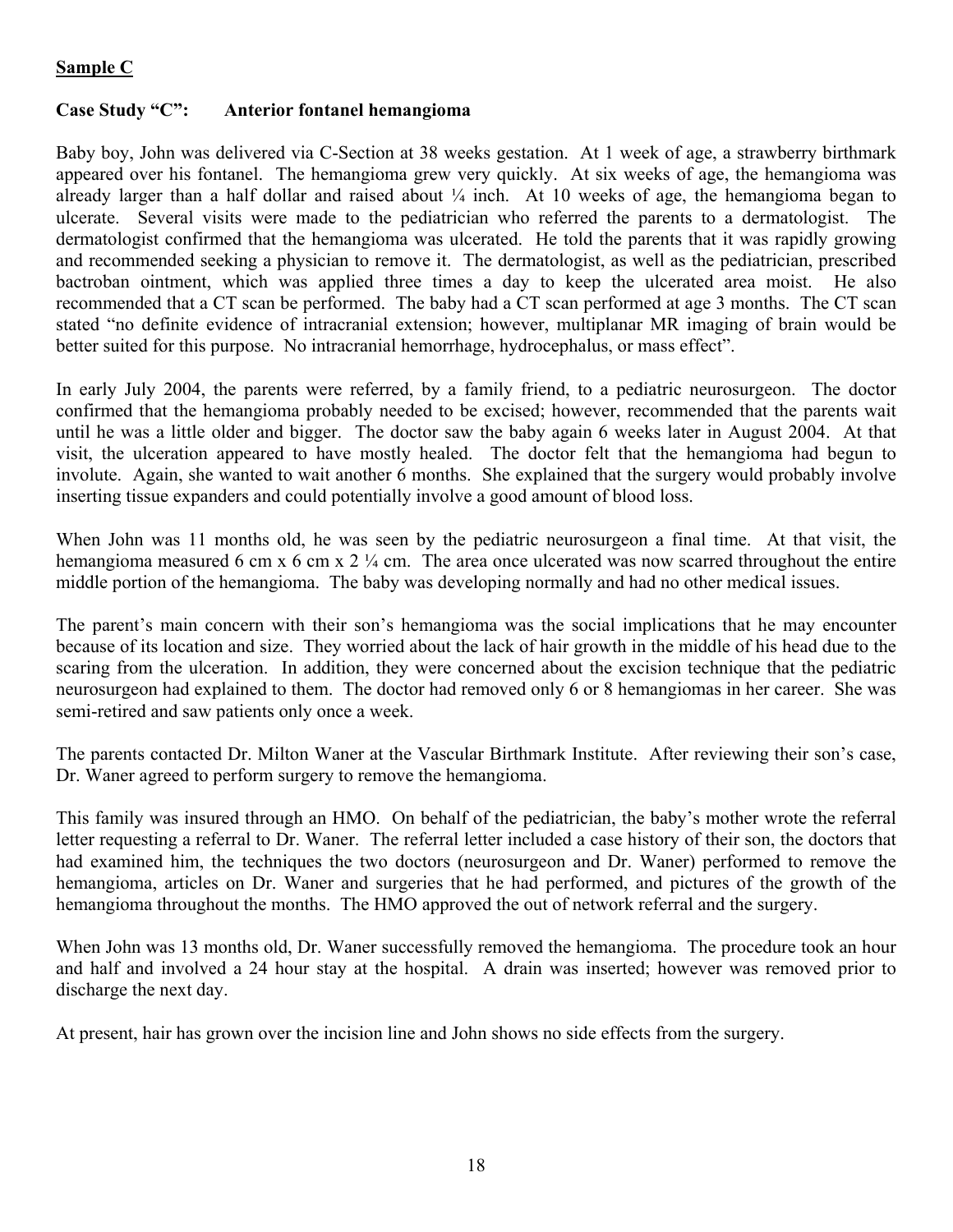**<u>Sample C</u>**

**Case Study "C": Anterior fontanel hemangioma**

Baby boy, John was delivered via C-Section at 38 weeks gestation. At 1 week of age, a strawberry birthmark appeared over his fontanel. The hemangioma grew very quickly. At six weeks of age, the hemangioma was already larger than a half dollar and raised about ¼ inch. At 10 weeks of age, the hemangioma began to ulcerate. Several visits were made to the pediatrician who referred the parents to a dermatologist. The dermatologist confirmed that the hemangioma was ulcerated. He told the parents that it was rapidly growing and recommended seeking a physician to remove it. The dermatologist, as well as the pediatrician, prescribed bactroban ointment, which was applied three times a day to keep the ulcerated area moist. He also recommended that a CT scan be performed. The baby had a CT scan performed at age 3 months. The CT scan stated "no definite evidence of intracranial extension; however, multiplanar MR imaging of brain would be better suited for this purpose. No intracranial hemorrhage, hydrocephalus, or mass effect".

In early July 2004, the parents were referred, by a family friend, to a pediatric neurosurgeon. The doctor confirmed that the hemangioma probably needed to be excised; however, recommended that the parents wait until he was a little older and bigger. The doctor saw the baby again 6 weeks later in August 2004. At that visit, the ulceration appeared to have mostly healed. The doctor felt that the hemangioma had begun to involute. Again, she wanted to wait another 6 months. She explained that the surgery would probably involve inserting tissue expanders and could potentially involve a good amount of blood loss.

When John was 11 months old, he was seen by the pediatric neurosurgeon a final time. At that visit, the hemangioma measured 6 cm x 6 cm x 2 ¼ cm. The area once ulcerated was now scarred throughout the entire middle portion of the hemangioma. The baby was developing normally and had no other medical issues.

The parent's main concern with their son's hemangioma was the social implications that he may encounter because of its location and size. They worried about the lack of hair growth in the middle of his head due to the scaring from the ulceration. In addition, they were concerned about the excision technique that the pediatric neurosurgeon had explained to them. The doctor had removed only 6 or 8 hemangiomas in her career. She was semi-retired and saw patients only once a week.

The parents contacted Dr. Milton Waner at the Vascular Birthmark Institute. After reviewing their son's case, Dr. Waner agreed to perform surgery to remove the hemangioma.

This family was insured through an HMO. On behalf of the pediatrician, the baby's mother wrote the referral letter requesting a referral to Dr. Waner. The referral letter included a case history of their son, the doctors that had examined him, the techniques the two doctors (neurosurgeon and Dr. Waner) performed to remove the hemangioma, articles on Dr. Waner and surgeries that he had performed, and pictures of the growth of the hemangioma throughout the months. The HMO approved the out of network referral and the surgery.

When John was 13 months old, Dr. Waner successfully removed the hemangioma. The procedure took an hour and half and involved a 24 hour stay at the hospital. A drain was inserted; however was removed prior to discharge the next day.

At present, hair has grown over the incision line and John shows no side effects from the surgery.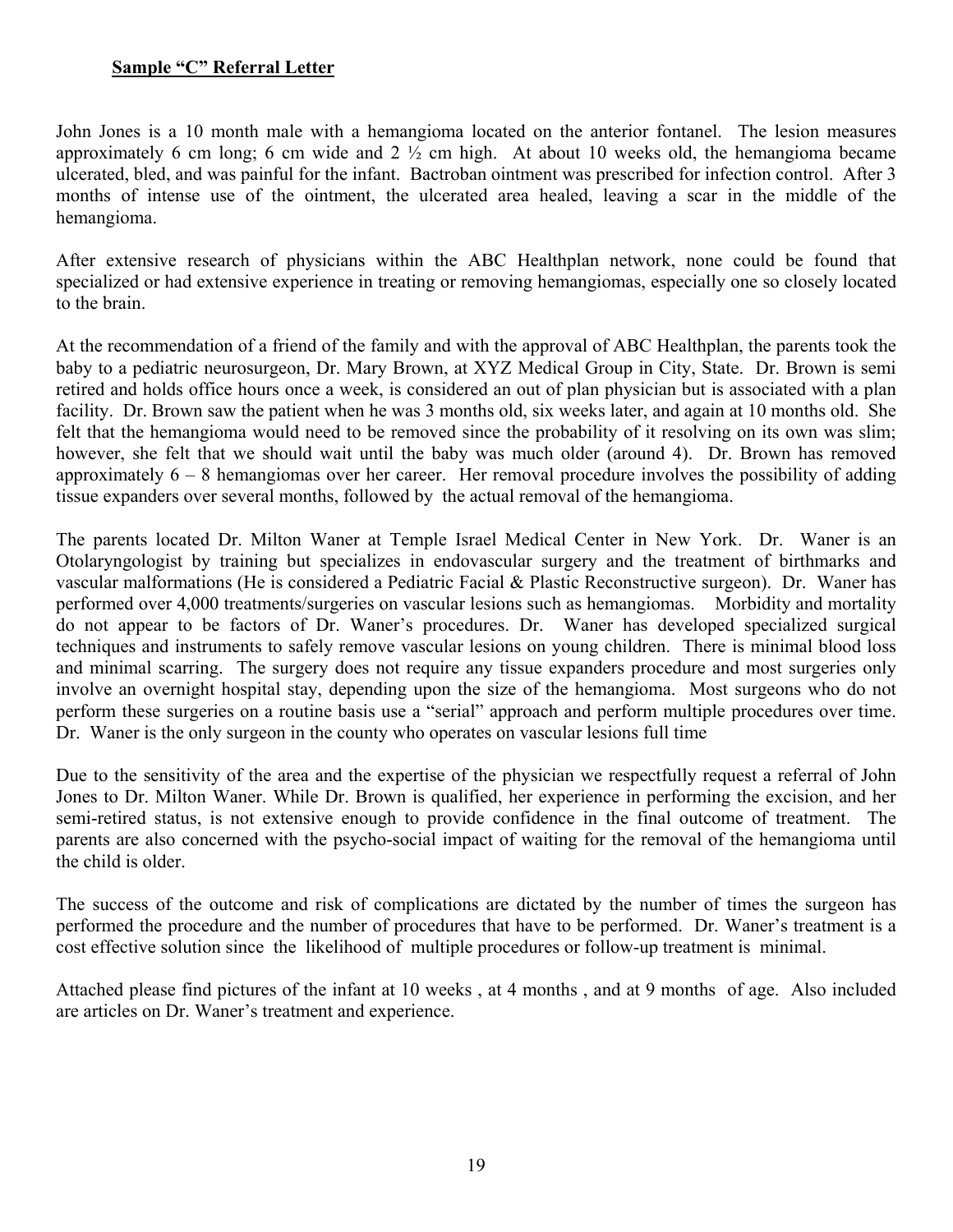**Sample "C" Referral Letter**

John Jones is a 10 month male with a hemangioma located on the anterior fontanel. The lesion measures approximately 6 cm long; 6 cm wide and 2 ½ cm high. At about 10 weeks old, the hemangioma became ulcerated, bled, and was painful for the infant. Bactroban ointment was prescribed for infection control. After 3 months of intense use of the ointment, the ulcerated area healed, leaving a scar in the middle of the hemangioma.

After extensive research of physicians within the ABC Healthplan network, none could be found that specialized or had extensive experience in treating or removing hemangiomas, especially one so closely located to the brain.

At the recommendation of a friend of the family and with the approval of ABC Healthplan, the parents took the baby to a pediatric neurosurgeon, Dr. Mary Brown, at XYZ Medical Group in City, State. Dr. Brown is semi retired and holds office hours once a week, is considered an out of plan physician but is associated with a plan facility. Dr. Brown saw the patient when he was 3 months old, six weeks later, and again at 10 months old. She felt that the hemangioma would need to be removed since the probability of it resolving on its own was slim; however, she felt that we should wait until the baby was much older (around 4). Dr. Brown has removed approximately 6 – 8 hemangiomas over her career. Her removal procedure involves the possibility of adding tissue expanders over several months, followed by the actual removal of the hemangioma.

The parents located Dr. Milton Waner at Temple Israel Medical Center in New York. Dr. Waner is an Otolaryngologist by training but specializes in endovascular surgery and the treatment of birthmarks and vascular malformations (He is considered a Pediatric Facial & Plastic Reconstructive surgeon). Dr. Waner has performed over 4,000 treatments/surgeries on vascular lesions such as hemangiomas. Morbidity and mortality do not appear to be factors of Dr. Waner's procedures. Dr. Waner has developed specialized surgical techniques and instruments to safely remove vascular lesions on young children. There is minimal blood loss and minimal scarring. The surgery does not require any tissue expanders procedure and most surgeries only involve an overnight hospital stay, depending upon the size of the hemangioma. Most surgeons who do not perform these surgeries on a routine basis use a "serial" approach and perform multiple procedures over time. Dr. Waner is the only surgeon in the county who operates on vascular lesions full time

Due to the sensitivity of the area and the expertise of the physician we respectfully request a referral of John Jones to Dr. Milton Waner. While Dr. Brown is qualified, her experience in performing the excision, and her semi-retired status, is not extensive enough to provide confidence in the final outcome of treatment. The parents are also concerned with the psycho-social impact of waiting for the removal of the hemangioma until the child is older.

The success of the outcome and risk of complications are dictated by the number of times the surgeon has performed the procedure and the number of procedures that have to be performed. Dr. Waner's treatment is a cost effective solution since the likelihood of multiple procedures or follow-up treatment is minimal.

Attached please find pictures of the infant at 10 weeks , at 4 months , and at 9 months of age. Also included are articles on Dr. Waner's treatment and experience.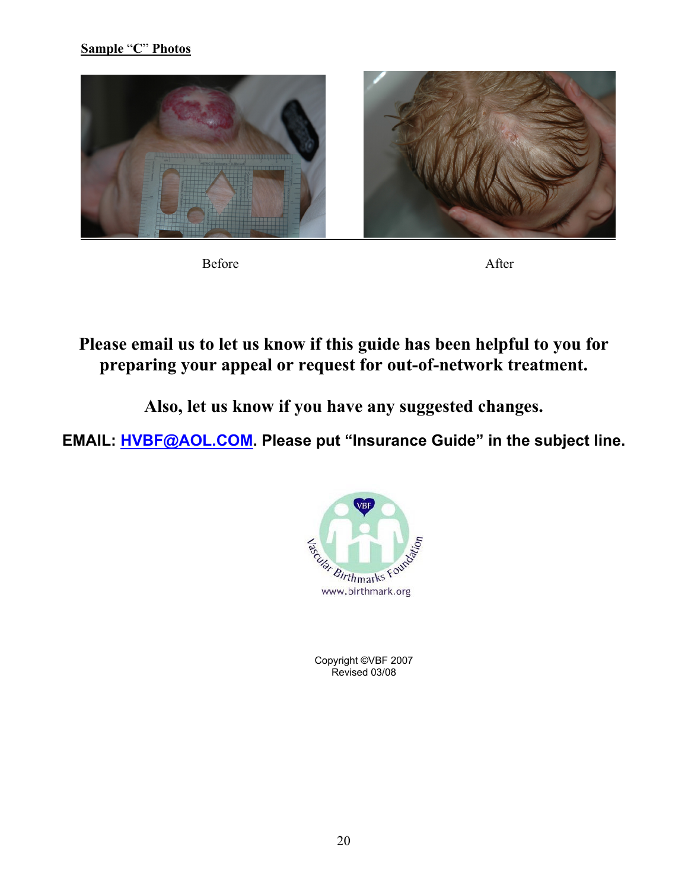**Sample "C" Photos**

Before

After

**Please email us to let us know if this guide has been helpful to you for preparing your appeal or request for out-of-network treatment.**

**Also, let us know if you have any suggested changes.**

**EMAIL: HVBF@AOL.COM. Please put "Insurance Guide" in the subject line.**

VBF

Vascular Birthmarks Foundation

www.birthmark.org

Copyright ©VBF 2007
Revised 03/08